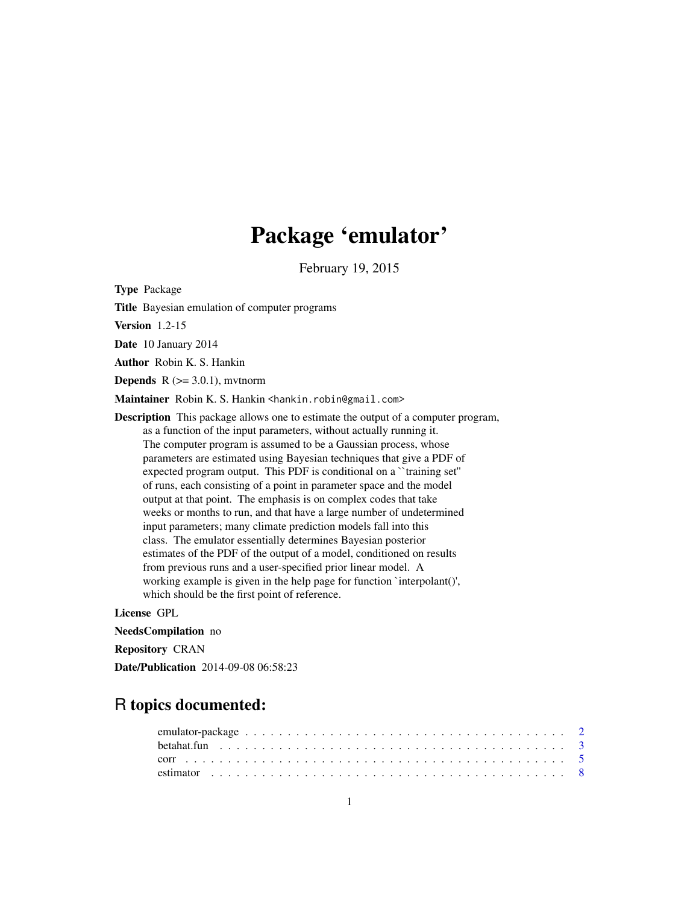# Package 'emulator'

February 19, 2015

**Type** Package

**Title** Bayesian emulation of computer programs

**Version** 1.2-15

**Date** 10 January 2014

**Author** Robin K. S. Hankin

**Depends** R (>= 3.0.1), mvtnorm

**Maintainer** Robin K. S. Hankin <hankin.robin@gmail.com>

**Description** This package allows one to estimate the output of a computer program, as a function of the input parameters, without actually running it. The computer program is assumed to be a Gaussian process, whose parameters are estimated using Bayesian techniques that give a PDF of expected program output. This PDF is conditional on a ``training set'' of runs, each consisting of a point in parameter space and the model output at that point. The emphasis is on complex codes that take weeks or months to run, and that have a large number of undetermined input parameters; many climate prediction models fall into this class. The emulator essentially determines Bayesian posterior estimates of the PDF of the output of a model, conditioned on results from previous runs and a user-specified prior linear model. A working example is given in the help page for function `interpolant()', which should be the first point of reference.

**License** GPL

**NeedsCompilation** no

**Repository** CRAN

**Date/Publication** 2014-09-08 06:58:23

## R topics documented:

| | |
|---|---|
| emulator-package | 2 |
| betahat.fun | 3 |
| corr | 5 |
| estimator | 8 |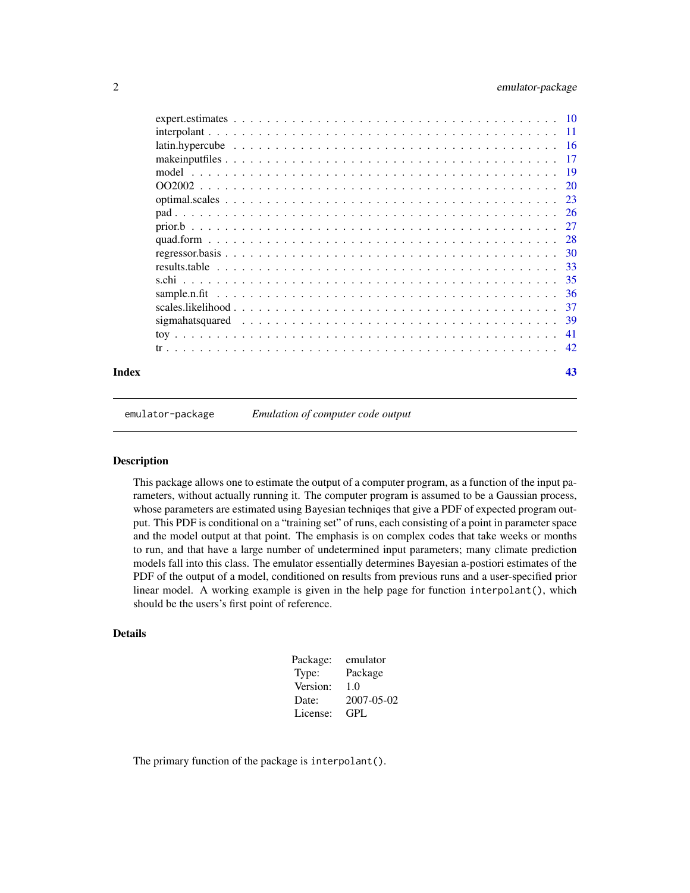| | |
|---|---|
| expert.estimates | 10 |
| interpolant | 11 |
| latin.hypercube | 16 |
| makeinputfiles | 17 |
| model | 19 |
| OO2002 | 20 |
| optimal.scales | 23 |
| pad | 26 |
| prior.b | 27 |
| quad.form | 28 |
| regressor.basis | 30 |
| results.table | 33 |
| s.chi | 35 |
| sample.n.fit | 36 |
| scales.likelihood | 37 |
| sigmahatsquared | 39 |
| toy | 41 |
| tr | 42 |

**Index** **43**

---

`emulator-package` *Emulation of computer code output*

---

## Description

This package allows one to estimate the output of a computer program, as a function of the input parameters, without actually running it. The computer program is assumed to be a Gaussian process, whose parameters are estimated using Bayesian techniqes that give a PDF of expected program output. This PDF is conditional on a "training set" of runs, each consisting of a point in parameter space and the model output at that point. The emphasis is on complex codes that take weeks or months to run, and that have a large number of undetermined input parameters; many climate prediction models fall into this class. The emulator essentially determines Bayesian a-postiori estimates of the PDF of the output of a model, conditioned on results from previous runs and a user-specified prior linear model. A working example is given in the help page for function `interpolant()`, which should be the users's first point of reference.

## Details

| | |
|---|---|
| Package: | emulator |
| Type: | Package |
| Version: | 1.0 |
| Date: | 2007-05-02 |
| License: | GPL |

The primary function of the package is `interpolant()`.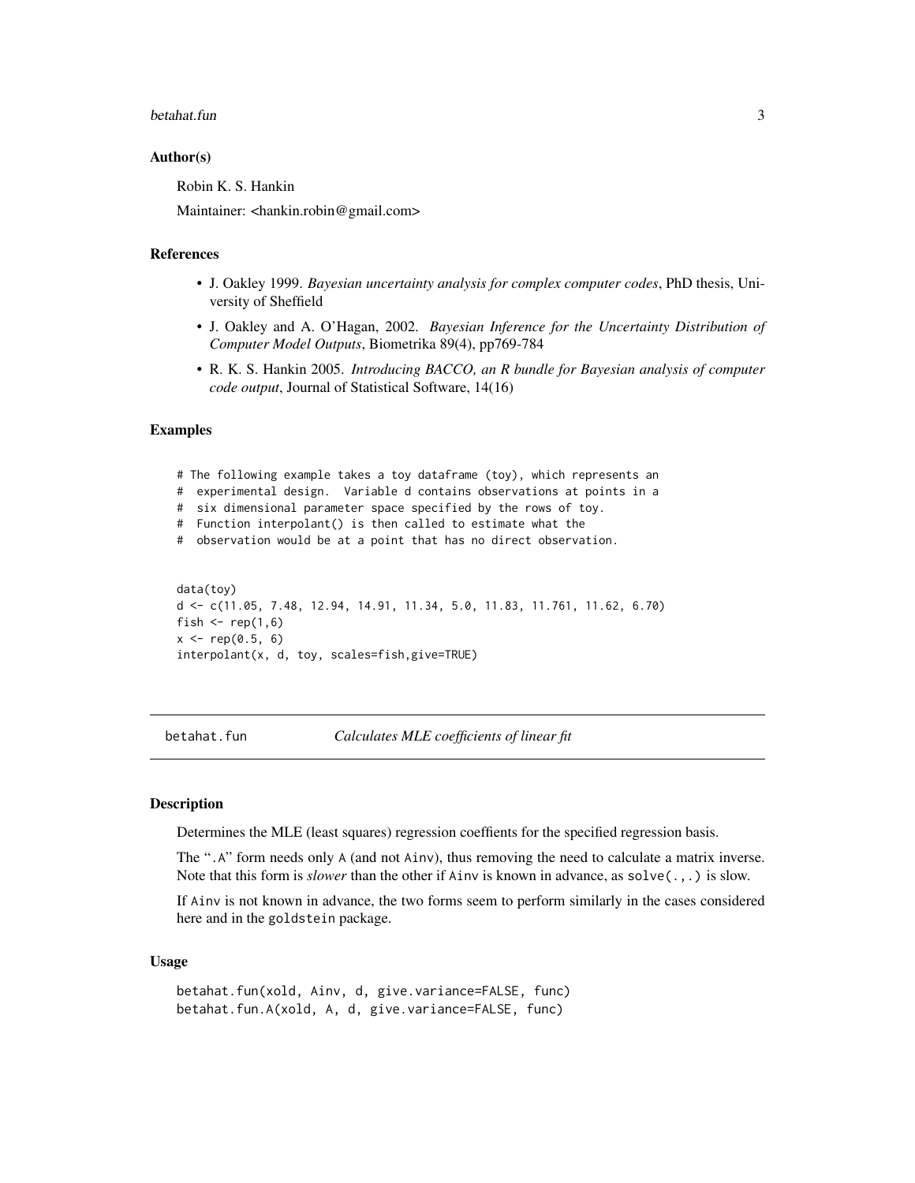### Author(s)

Robin K. S. Hankin

Maintainer: <hankin.robin@gmail.com>

### References

- J. Oakley 1999. *Bayesian uncertainty analysis for complex computer codes*, PhD thesis, University of Sheffield
- J. Oakley and A. O'Hagan, 2002. *Bayesian Inference for the Uncertainty Distribution of Computer Model Outputs*, Biometrika 89(4), pp769-784
- R. K. S. Hankin 2005. *Introducing BACCO, an R bundle for Bayesian analysis of computer code output*, Journal of Statistical Software, 14(16)

### Examples

```
# The following example takes a toy dataframe (toy), which represents an
#  experimental design.  Variable d contains observations at points in a
#  six dimensional parameter space specified by the rows of toy.
#  Function interpolant() is then called to estimate what the
#  observation would be at a point that has no direct observation.


data(toy)
d <- c(11.05, 7.48, 12.94, 14.91, 11.34, 5.0, 11.83, 11.761, 11.62, 6.70)
fish <- rep(1,6)
x <- rep(0.5, 6)
interpolant(x, d, toy, scales=fish,give=TRUE)
```

---

## betahat.fun — *Calculates MLE coefficients of linear fit*

### Description

Determines the MLE (least squares) regression coeffients for the specified regression basis.

The ".A" form needs only A (and not Ainv), thus removing the need to calculate a matrix inverse. Note that this form is *slower* than the other if Ainv is known in advance, as solve(.,.) is slow.

If Ainv is not known in advance, the two forms seem to perform similarly in the cases considered here and in the goldstein package.

### Usage

```
betahat.fun(xold, Ainv, d, give.variance=FALSE, func)
betahat.fun.A(xold, A, d, give.variance=FALSE, func)
```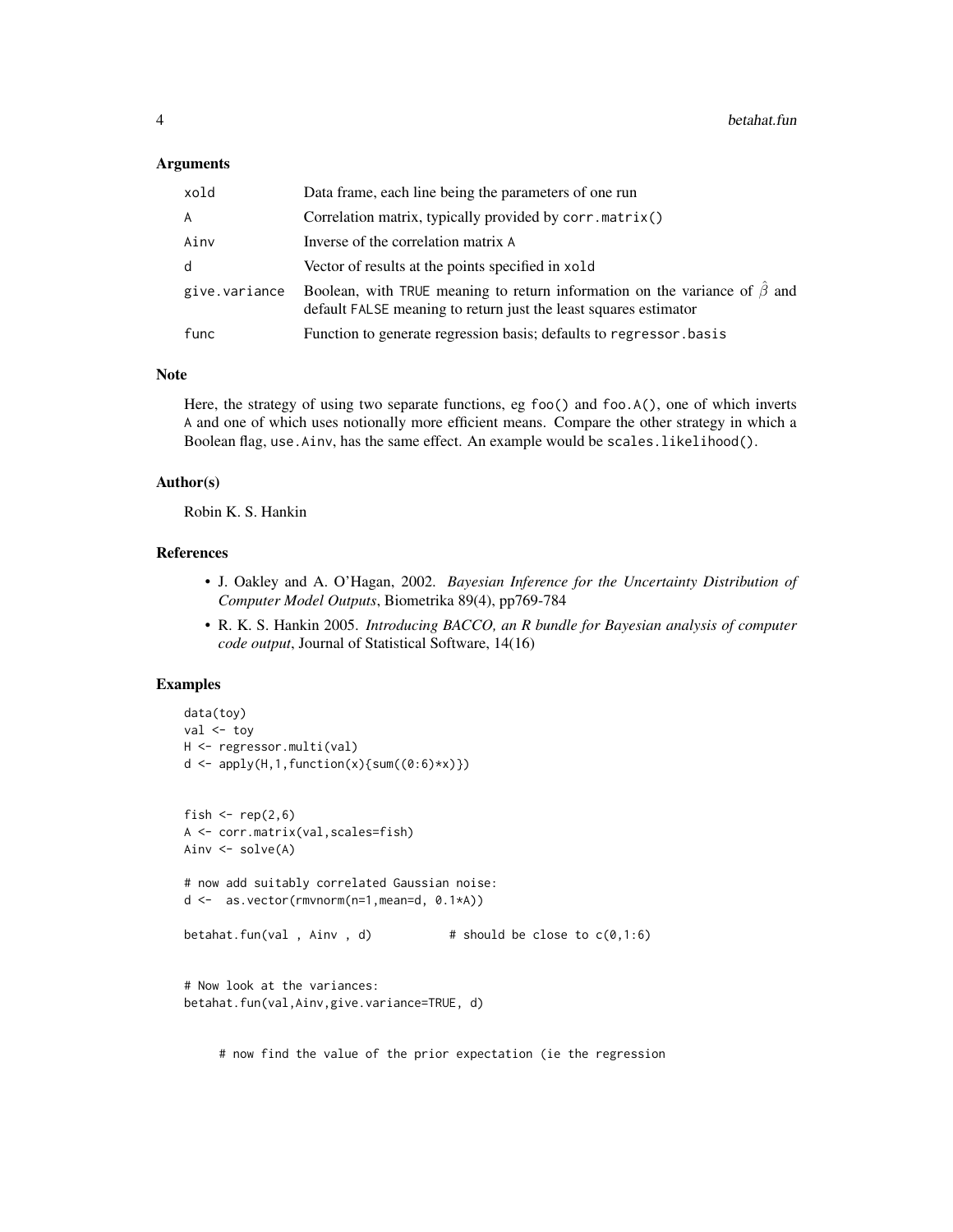## Arguments

| | |
|---|---|
| xold | Data frame, each line being the parameters of one run |
| A | Correlation matrix, typically provided by `corr.matrix()` |
| Ainv | Inverse of the correlation matrix A |
| d | Vector of results at the points specified in xold |
| give.variance | Boolean, with TRUE meaning to return information on the variance of $\hat{\beta}$ and default FALSE meaning to return just the least squares estimator |
| func | Function to generate regression basis; defaults to `regressor.basis` |

## Note

Here, the strategy of using two separate functions, eg `foo()` and `foo.A()`, one of which inverts A and one of which uses notionally more efficient means. Compare the other strategy in which a Boolean flag, `use.Ainv`, has the same effect. An example would be `scales.likelihood()`.

## Author(s)

Robin K. S. Hankin

## References

- J. Oakley and A. O'Hagan, 2002. *Bayesian Inference for the Uncertainty Distribution of Computer Model Outputs*, Biometrika 89(4), pp769-784
- R. K. S. Hankin 2005. *Introducing BACCO, an R bundle for Bayesian analysis of computer code output*, Journal of Statistical Software, 14(16)

## Examples

```
data(toy)
val <- toy
H <- regressor.multi(val)
d <- apply(H,1,function(x){sum((0:6)*x)})


fish <- rep(2,6)
A <- corr.matrix(val,scales=fish)
Ainv <- solve(A)

# now add suitably correlated Gaussian noise:
d <-  as.vector(rmvnorm(n=1,mean=d, 0.1*A))

betahat.fun(val , Ainv , d)          # should be close to c(0,1:6)


# Now look at the variances:
betahat.fun(val,Ainv,give.variance=TRUE, d)


     # now find the value of the prior expectation (ie the regression
```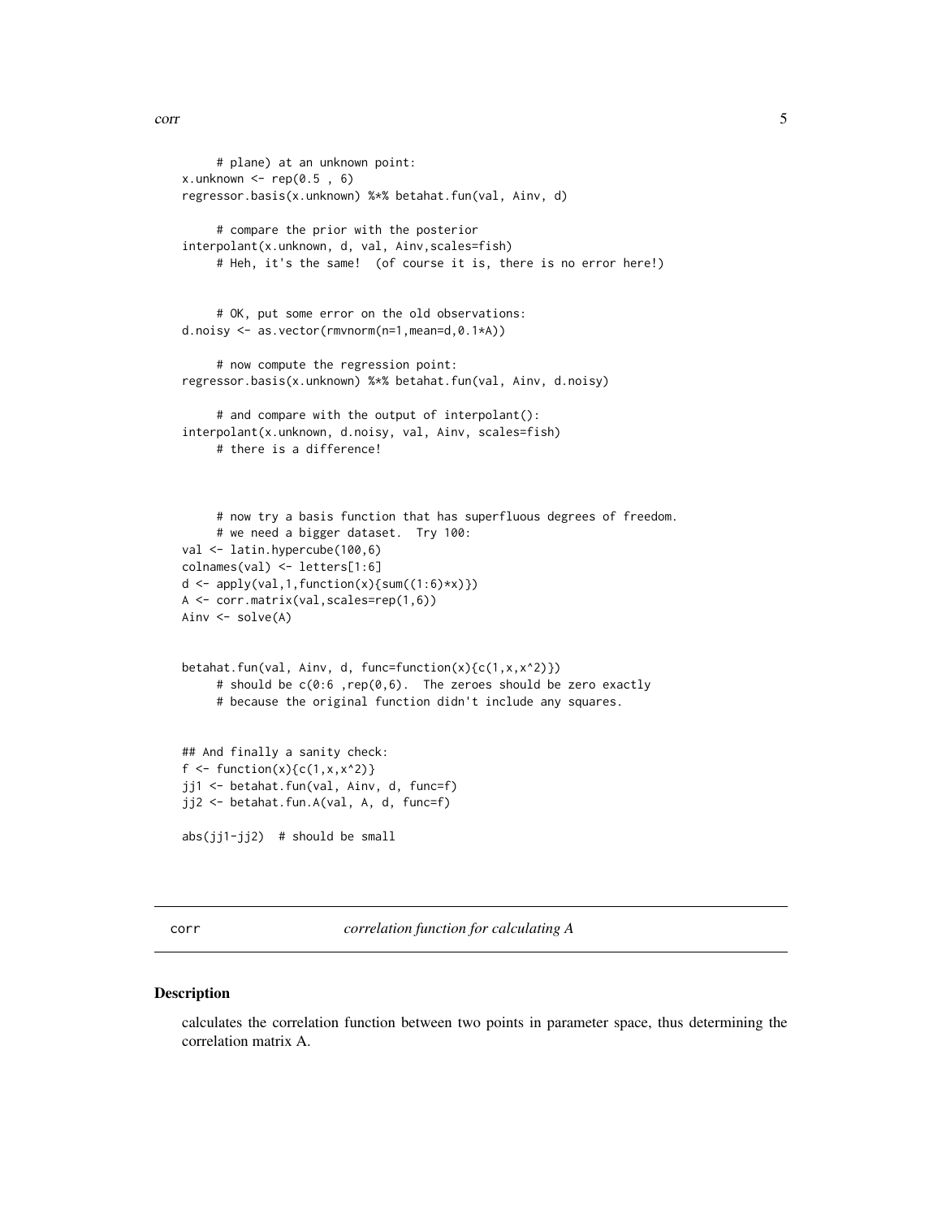```
     # plane) at an unknown point:
x.unknown <- rep(0.5 , 6)
regressor.basis(x.unknown) %*% betahat.fun(val, Ainv, d)

     # compare the prior with the posterior
interpolant(x.unknown, d, val, Ainv,scales=fish)
     # Heh, it's the same!  (of course it is, there is no error here!)


     # OK, put some error on the old observations:
d.noisy <- as.vector(rmvnorm(n=1,mean=d,0.1*A))

     # now compute the regression point:
regressor.basis(x.unknown) %*% betahat.fun(val, Ainv, d.noisy)

     # and compare with the output of interpolant():
interpolant(x.unknown, d.noisy, val, Ainv, scales=fish)
     # there is a difference!



     # now try a basis function that has superfluous degrees of freedom.
     # we need a bigger dataset.  Try 100:
val <- latin.hypercube(100,6)
colnames(val) <- letters[1:6]
d <- apply(val,1,function(x){sum((1:6)*x)})
A <- corr.matrix(val,scales=rep(1,6))
Ainv <- solve(A)


betahat.fun(val, Ainv, d, func=function(x){c(1,x,x^2)})
     # should be c(0:6 ,rep(0,6).  The zeroes should be zero exactly
     # because the original function didn't include any squares.


## And finally a sanity check:
f <- function(x){c(1,x,x^2)}
jj1 <- betahat.fun(val, Ainv, d, func=f)
jj2 <- betahat.fun.A(val, A, d, func=f)

abs(jj1-jj2)  # should be small
```

---

## corr — *correlation function for calculating A*

### Description

calculates the correlation function between two points in parameter space, thus determining the correlation matrix A.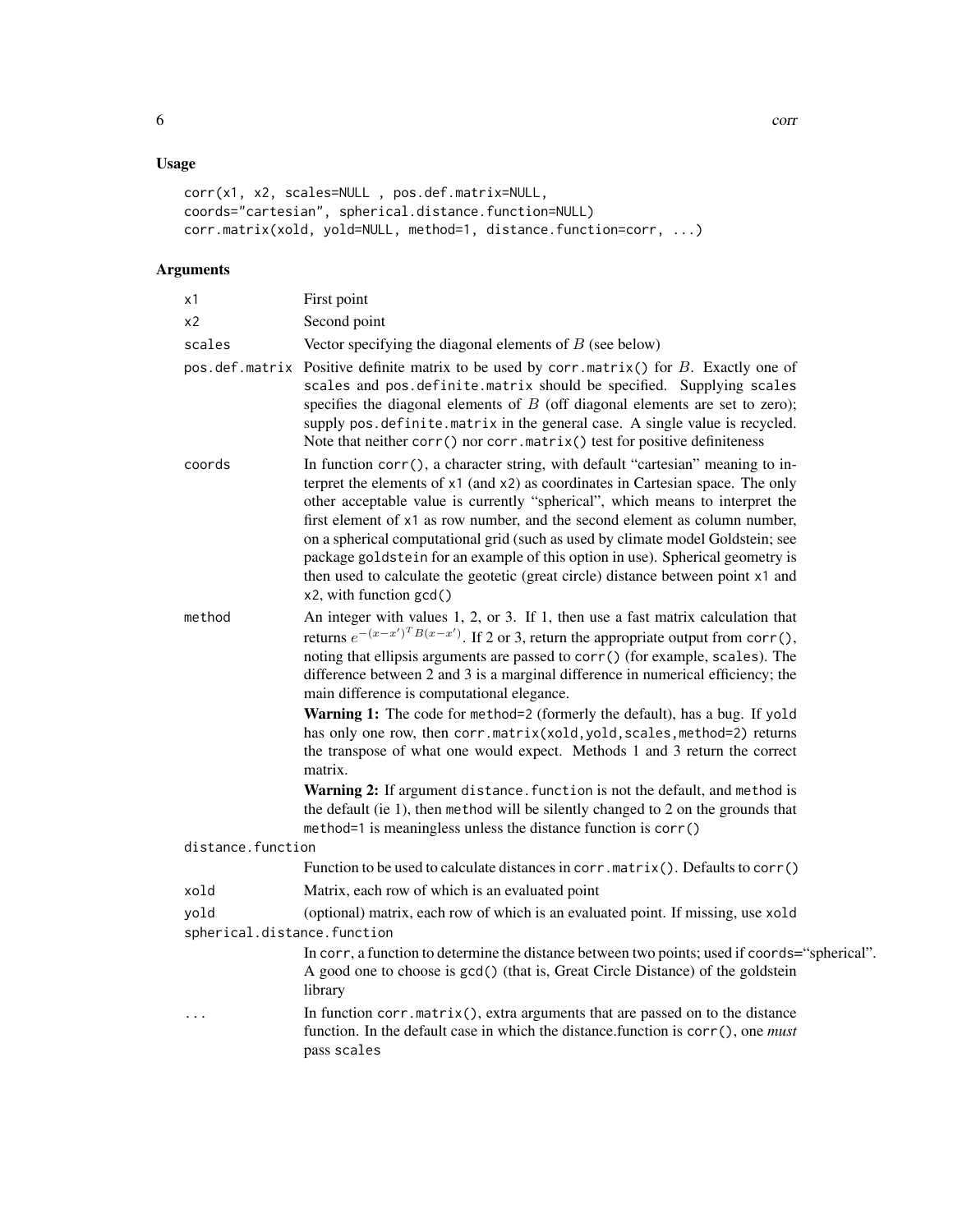## Usage

```
corr(x1, x2, scales=NULL , pos.def.matrix=NULL,
coords="cartesian", spherical.distance.function=NULL)
corr.matrix(xold, yold=NULL, method=1, distance.function=corr, ...)
```

## Arguments

- `x1` — First point
- `x2` — Second point
- `scales` — Vector specifying the diagonal elements of $B$ (see below)
- `pos.def.matrix` — Positive definite matrix to be used by `corr.matrix()` for $B$. Exactly one of `scales` and `pos.definite.matrix` should be specified. Supplying `scales` specifies the diagonal elements of $B$ (off diagonal elements are set to zero); supply `pos.definite.matrix` in the general case. A single value is recycled. Note that neither `corr()` nor `corr.matrix()` test for positive definiteness
- `coords` — In function `corr()`, a character string, with default “cartesian” meaning to interpret the elements of `x1` (and `x2`) as coordinates in Cartesian space. The only other acceptable value is currently “spherical”, which means to interpret the first element of `x1` as row number, and the second element as column number, on a spherical computational grid (such as used by climate model Goldstein; see package `goldstein` for an example of this option in use). Spherical geometry is then used to calculate the geotetic (great circle) distance between point `x1` and `x2`, with function `gcd()`
- `method` — An integer with values 1, 2, or 3. If 1, then use a fast matrix calculation that returns $e^{-(x-x')^T B(x-x')}$. If 2 or 3, return the appropriate output from `corr()`, noting that ellipsis arguments are passed to `corr()` (for example, `scales`). The difference between 2 and 3 is a marginal difference in numerical efficiency; the main difference is computational elegance.

  **Warning 1:** The code for `method=2` (formerly the default), has a bug. If `yold` has only one row, then `corr.matrix(xold,yold,scales,method=2)` returns the transpose of what one would expect. Methods 1 and 3 return the correct matrix.

  **Warning 2:** If argument `distance.function` is not the default, and `method` is the default (ie 1), then `method` will be silently changed to 2 on the grounds that `method=1` is meaningless unless the distance function is `corr()`
- `distance.function` — Function to be used to calculate distances in `corr.matrix()`. Defaults to `corr()`
- `xold` — Matrix, each row of which is an evaluated point
- `yold` — (optional) matrix, each row of which is an evaluated point. If missing, use `xold`
- `spherical.distance.function` — In `corr`, a function to determine the distance between two points; used if `coords`=“spherical”. A good one to choose is `gcd()` (that is, Great Circle Distance) of the goldstein library
- `...` — In function `corr.matrix()`, extra arguments that are passed on to the distance function. In the default case in which the distance.function is `corr()`, one *must* pass `scales`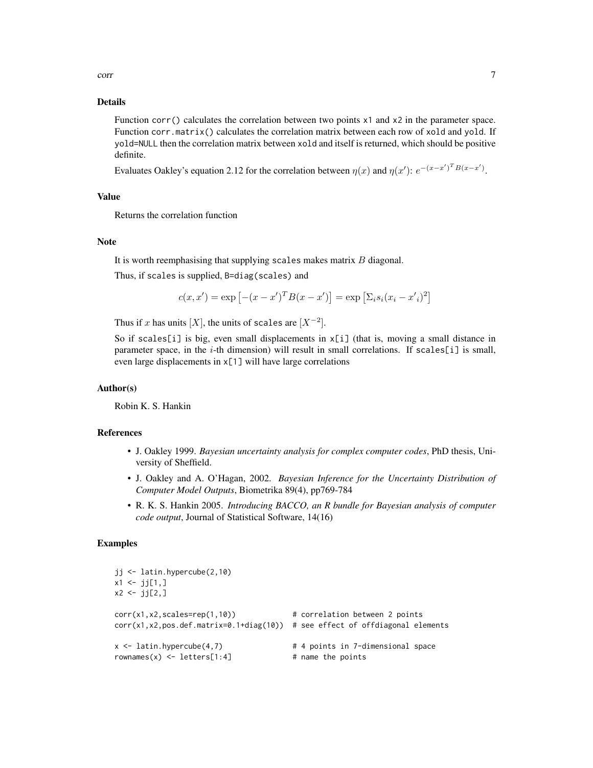## Details

Function `corr()` calculates the correlation between two points `x1` and `x2` in the parameter space. Function `corr.matrix()` calculates the correlation matrix between each row of `xold` and `yold`. If `yold=NULL` then the correlation matrix between `xold` and itself is returned, which should be positive definite.

Evaluates Oakley's equation 2.12 for the correlation between $\eta(x)$ and $\eta(x')$: $e^{-(x-x')^T B(x-x')}$.

## Value

Returns the correlation function

## Note

It is worth reemphasising that supplying `scales` makes matrix $B$ diagonal.

Thus, if `scales` is supplied, `B=diag(scales)` and

$$c(x, x') = \exp\left[-(x - x')^T B(x - x')\right] = \exp\left[\Sigma_i s_i (x_i - x'_i)^2\right]$$

Thus if $x$ has units $[X]$, the units of `scales` are $[X^{-2}]$.

So if `scales[i]` is big, even small displacements in `x[i]` (that is, moving a small distance in parameter space, in the $i$-th dimension) will result in small correlations. If `scales[i]` is small, even large displacements in `x[1]` will have large correlations

## Author(s)

Robin K. S. Hankin

## References

- J. Oakley 1999. *Bayesian uncertainty analysis for complex computer codes*, PhD thesis, University of Sheffield.
- J. Oakley and A. O'Hagan, 2002. *Bayesian Inference for the Uncertainty Distribution of Computer Model Outputs*, Biometrika 89(4), pp769-784
- R. K. S. Hankin 2005. *Introducing BACCO, an R bundle for Bayesian analysis of computer code output*, Journal of Statistical Software, 14(16)

## Examples

```
jj <- latin.hypercube(2,10)
x1 <- jj[1,]
x2 <- jj[2,]

corr(x1,x2,scales=rep(1,10))             # correlation between 2 points
corr(x1,x2,pos.def.matrix=0.1+diag(10))  # see effect of offdiagonal elements

x <- latin.hypercube(4,7)                # 4 points in 7-dimensional space
rownames(x) <- letters[1:4]              # name the points
```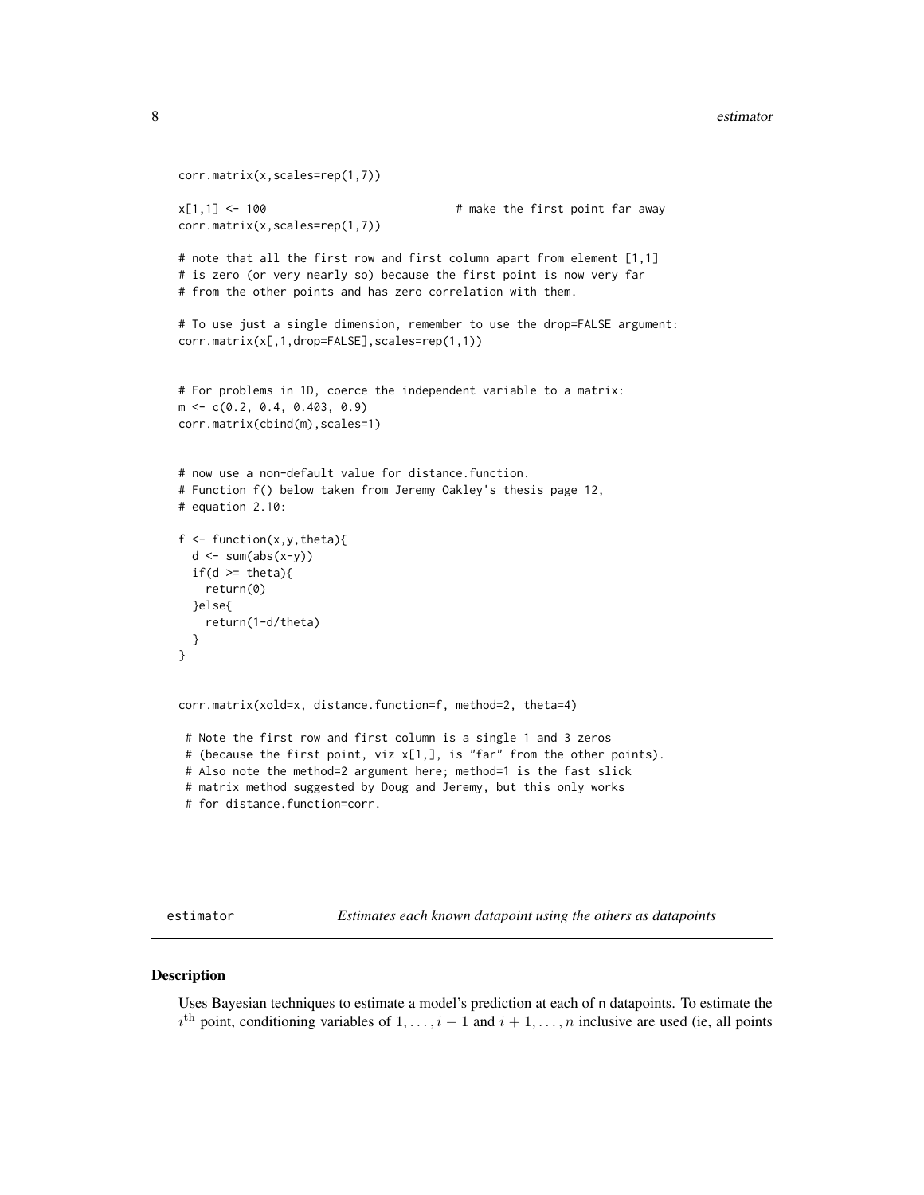```
corr.matrix(x,scales=rep(1,7))

x[1,1] <- 100                          # make the first point far away
corr.matrix(x,scales=rep(1,7))

# note that all the first row and first column apart from element [1,1]
# is zero (or very nearly so) because the first point is now very far
# from the other points and has zero correlation with them.

# To use just a single dimension, remember to use the drop=FALSE argument:
corr.matrix(x[,1,drop=FALSE],scales=rep(1,1))


# For problems in 1D, coerce the independent variable to a matrix:
m <- c(0.2, 0.4, 0.403, 0.9)
corr.matrix(cbind(m),scales=1)


# now use a non-default value for distance.function.
# Function f() below taken from Jeremy Oakley's thesis page 12,
# equation 2.10:

f <- function(x,y,theta){
  d <- sum(abs(x-y))
  if(d >= theta){
    return(0)
  }else{
    return(1-d/theta)
  }
}


corr.matrix(xold=x, distance.function=f, method=2, theta=4)

 # Note the first row and first column is a single 1 and 3 zeros
 # (because the first point, viz x[1,], is "far" from the other points).
 # Also note the method=2 argument here; method=1 is the fast slick
 # matrix method suggested by Doug and Jeremy, but this only works
 # for distance.function=corr.
```

---

## estimator — *Estimates each known datapoint using the others as datapoints*

### Description

Uses Bayesian techniques to estimate a model's prediction at each of n datapoints. To estimate the $i^{\mathrm{th}}$ point, conditioning variables of $1, \ldots, i-1$ and $i+1, \ldots, n$ inclusive are used (ie, all points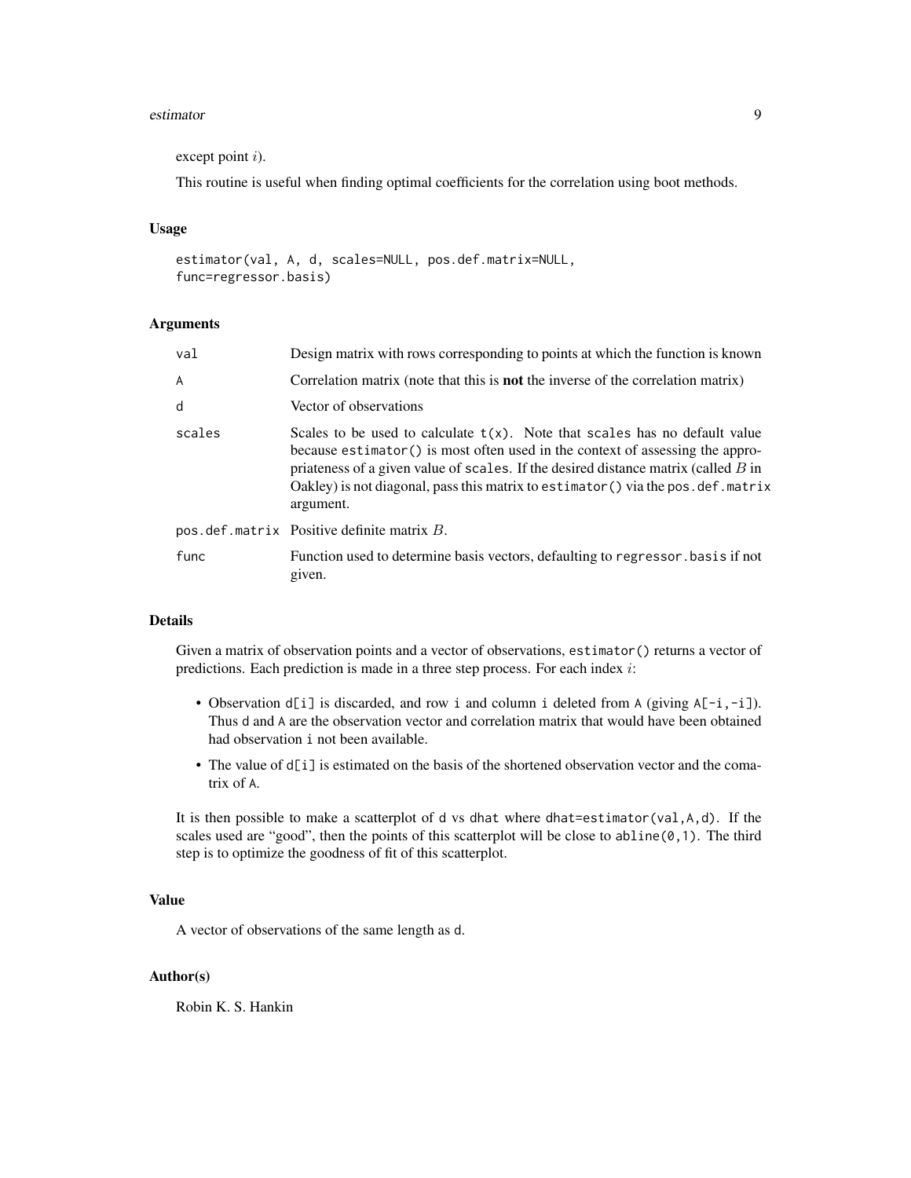except point $i$).

This routine is useful when finding optimal coefficients for the correlation using boot methods.

### Usage

```
estimator(val, A, d, scales=NULL, pos.def.matrix=NULL,
func=regressor.basis)
```

### Arguments

| | |
|---|---|
| `val` | Design matrix with rows corresponding to points at which the function is known |
| `A` | Correlation matrix (note that this is **not** the inverse of the correlation matrix) |
| `d` | Vector of observations |
| `scales` | Scales to be used to calculate `t(x)`. Note that `scales` has no default value because `estimator()` is most often used in the context of assessing the appropriateness of a given value of `scales`. If the desired distance matrix (called $B$ in Oakley) is not diagonal, pass this matrix to `estimator()` via the `pos.def.matrix` argument. |
| `pos.def.matrix` | Positive definite matrix $B$. |
| `func` | Function used to determine basis vectors, defaulting to `regressor.basis` if not given. |

### Details

Given a matrix of observation points and a vector of observations, `estimator()` returns a vector of predictions. Each prediction is made in a three step process. For each index $i$:

- Observation `d[i]` is discarded, and row `i` and column `i` deleted from `A` (giving `A[-i,-i]`). Thus `d` and `A` are the observation vector and correlation matrix that would have been obtained had observation `i` not been available.
- The value of `d[i]` is estimated on the basis of the shortened observation vector and the comatrix of `A`.

It is then possible to make a scatterplot of `d` vs `dhat` where `dhat=estimator(val,A,d)`. If the scales used are "good", then the points of this scatterplot will be close to `abline(0,1)`. The third step is to optimize the goodness of fit of this scatterplot.

### Value

A vector of observations of the same length as `d`.

### Author(s)

Robin K. S. Hankin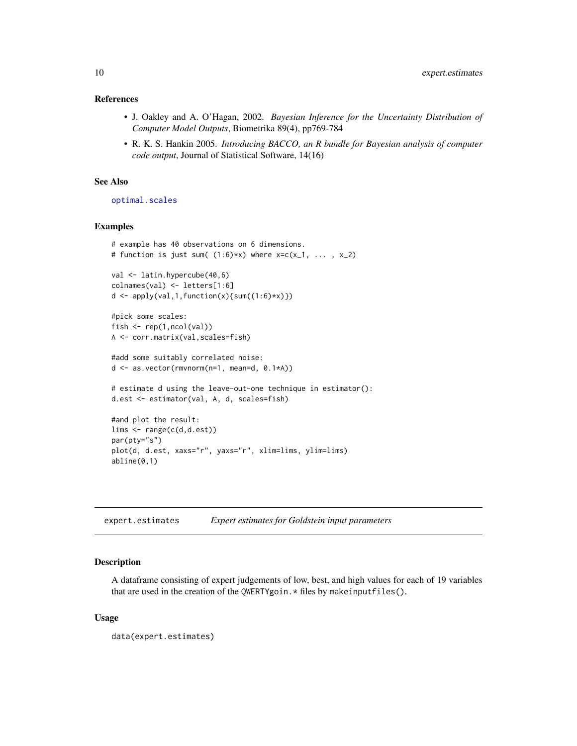### References

- J. Oakley and A. O'Hagan, 2002. *Bayesian Inference for the Uncertainty Distribution of Computer Model Outputs*, Biometrika 89(4), pp769-784
- R. K. S. Hankin 2005. *Introducing BACCO, an R bundle for Bayesian analysis of computer code output*, Journal of Statistical Software, 14(16)

### See Also

optimal.scales

### Examples

```
# example has 40 observations on 6 dimensions.
# function is just sum( (1:6)*x) where x=c(x_1, ... , x_2)

val <- latin.hypercube(40,6)
colnames(val) <- letters[1:6]
d <- apply(val,1,function(x){sum((1:6)*x)})

#pick some scales:
fish <- rep(1,ncol(val))
A <- corr.matrix(val,scales=fish)

#add some suitably correlated noise:
d <- as.vector(rmvnorm(n=1, mean=d, 0.1*A))

# estimate d using the leave-out-one technique in estimator():
d.est <- estimator(val, A, d, scales=fish)

#and plot the result:
lims <- range(c(d,d.est))
par(pty="s")
plot(d, d.est, xaxs="r", yaxs="r", xlim=lims, ylim=lims)
abline(0,1)
```

---

## expert.estimates — *Expert estimates for Goldstein input parameters*

### Description

A dataframe consisting of expert judgements of low, best, and high values for each of 19 variables that are used in the creation of the QWERTYgoin.* files by makeinputfiles().

### Usage

```
data(expert.estimates)
```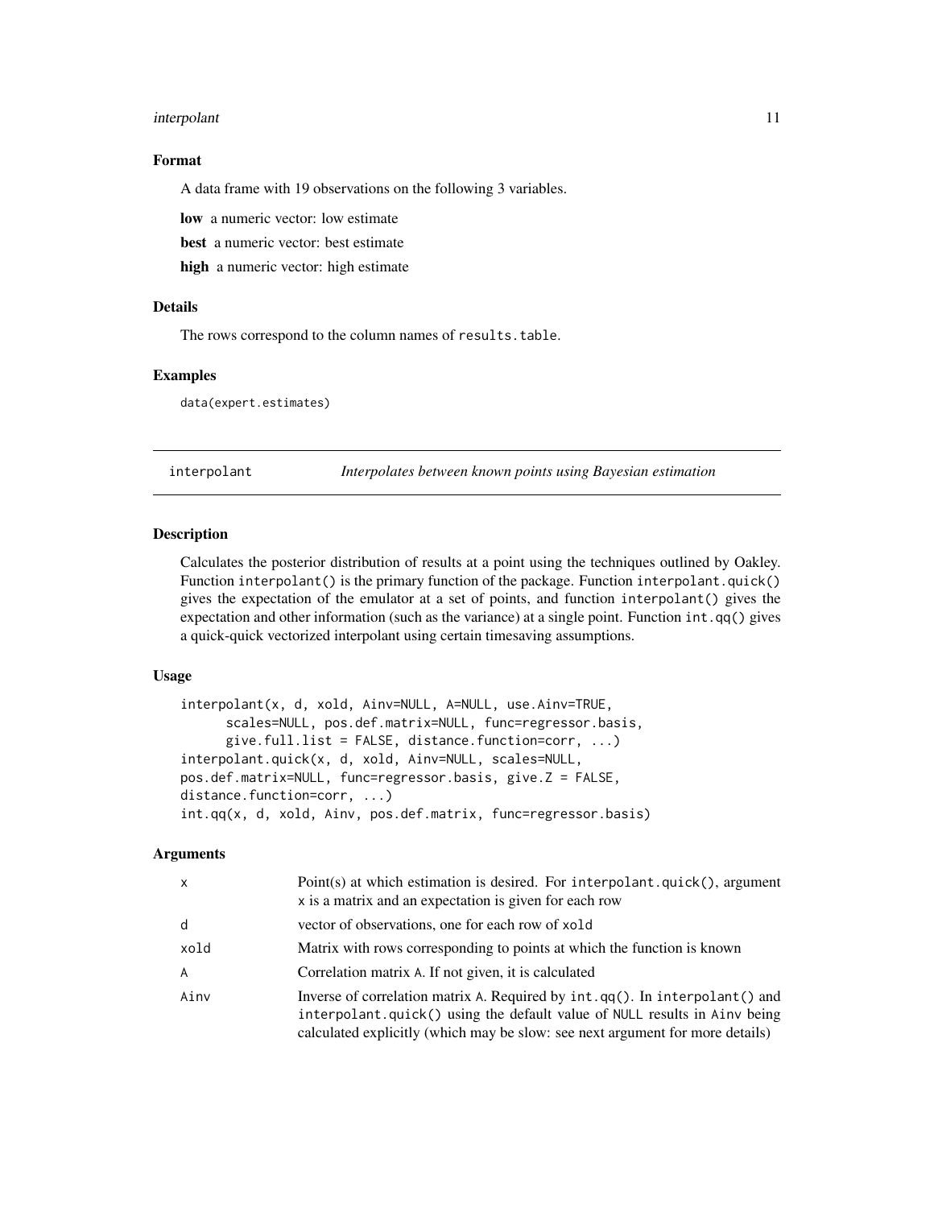### Format

A data frame with 19 observations on the following 3 variables.

**low** a numeric vector: low estimate

**best** a numeric vector: best estimate

**high** a numeric vector: high estimate

### Details

The rows correspond to the column names of `results.table`.

### Examples

```
data(expert.estimates)
```

---

## interpolant *Interpolates between known points using Bayesian estimation*

---

### Description

Calculates the posterior distribution of results at a point using the techniques outlined by Oakley. Function `interpolant()` is the primary function of the package. Function `interpolant.quick()` gives the expectation of the emulator at a set of points, and function `interpolant()` gives the expectation and other information (such as the variance) at a single point. Function `int.qq()` gives a quick-quick vectorized interpolant using certain timesaving assumptions.

### Usage

```
interpolant(x, d, xold, Ainv=NULL, A=NULL, use.Ainv=TRUE,
      scales=NULL, pos.def.matrix=NULL, func=regressor.basis,
      give.full.list = FALSE, distance.function=corr, ...)
interpolant.quick(x, d, xold, Ainv=NULL, scales=NULL,
pos.def.matrix=NULL, func=regressor.basis, give.Z = FALSE,
distance.function=corr, ...)
int.qq(x, d, xold, Ainv, pos.def.matrix, func=regressor.basis)
```

### Arguments

| | |
|---|---|
| `x` | Point(s) at which estimation is desired. For `interpolant.quick()`, argument `x` is a matrix and an expectation is given for each row |
| `d` | vector of observations, one for each row of `xold` |
| `xold` | Matrix with rows corresponding to points at which the function is known |
| `A` | Correlation matrix `A`. If not given, it is calculated |
| `Ainv` | Inverse of correlation matrix `A`. Required by `int.qq()`. In `interpolant()` and `interpolant.quick()` using the default value of `NULL` results in `Ainv` being calculated explicitly (which may be slow: see next argument for more details) |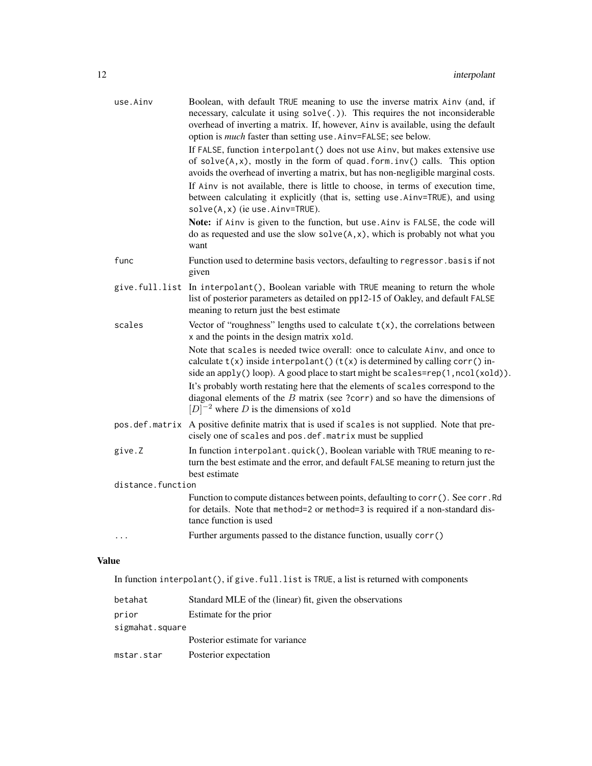| | |
|---|---|
| use.Ainv | Boolean, with default TRUE meaning to use the inverse matrix Ainv (and, if necessary, calculate it using solve(.)). This requires the not inconsiderable overhead of inverting a matrix. If, however, Ainv is available, using the default option is *much* faster than setting use.Ainv=FALSE; see below. <br><br> If FALSE, function interpolant() does not use Ainv, but makes extensive use of solve(A,x), mostly in the form of quad.form.inv() calls. This option avoids the overhead of inverting a matrix, but has non-negligible marginal costs. <br><br> If Ainv is not available, there is little to choose, in terms of execution time, between calculating it explicitly (that is, setting use.Ainv=TRUE), and using solve(A,x) (ie use.Ainv=TRUE). <br><br> **Note:** if Ainv is given to the function, but use.Ainv is FALSE, the code will do as requested and use the slow solve(A,x), which is probably not what you want |
| func | Function used to determine basis vectors, defaulting to regressor.basis if not given |
| give.full.list | In interpolant(), Boolean variable with TRUE meaning to return the whole list of posterior parameters as detailed on pp12-15 of Oakley, and default FALSE meaning to return just the best estimate |
| scales | Vector of "roughness" lengths used to calculate t(x), the correlations between x and the points in the design matrix xold. <br><br> Note that scales is needed twice overall: once to calculate Ainv, and once to calculate t(x) inside interpolant() (t(x) is determined by calling corr() inside an apply() loop). A good place to start might be scales=rep(1,ncol(xold)). <br><br> It's probably worth restating here that the elements of scales correspond to the diagonal elements of the $B$ matrix (see ?corr) and so have the dimensions of $[D]^{-2}$ where $D$ is the dimensions of xold |
| pos.def.matrix | A positive definite matrix that is used if scales is not supplied. Note that precisely one of scales and pos.def.matrix must be supplied |
| give.Z | In function interpolant.quick(), Boolean variable with TRUE meaning to return the best estimate and the error, and default FALSE meaning to return just the best estimate |
| distance.function | Function to compute distances between points, defaulting to corr(). See corr.Rd for details. Note that method=2 or method=3 is required if a non-standard distance function is used |
| ... | Further arguments passed to the distance function, usually corr() |

## Value

In function interpolant(), if give.full.list is TRUE, a list is returned with components

| | |
|---|---|
| betahat | Standard MLE of the (linear) fit, given the observations |
| prior | Estimate for the prior |
| sigmahat.square | Posterior estimate for variance |
| mstar.star | Posterior expectation |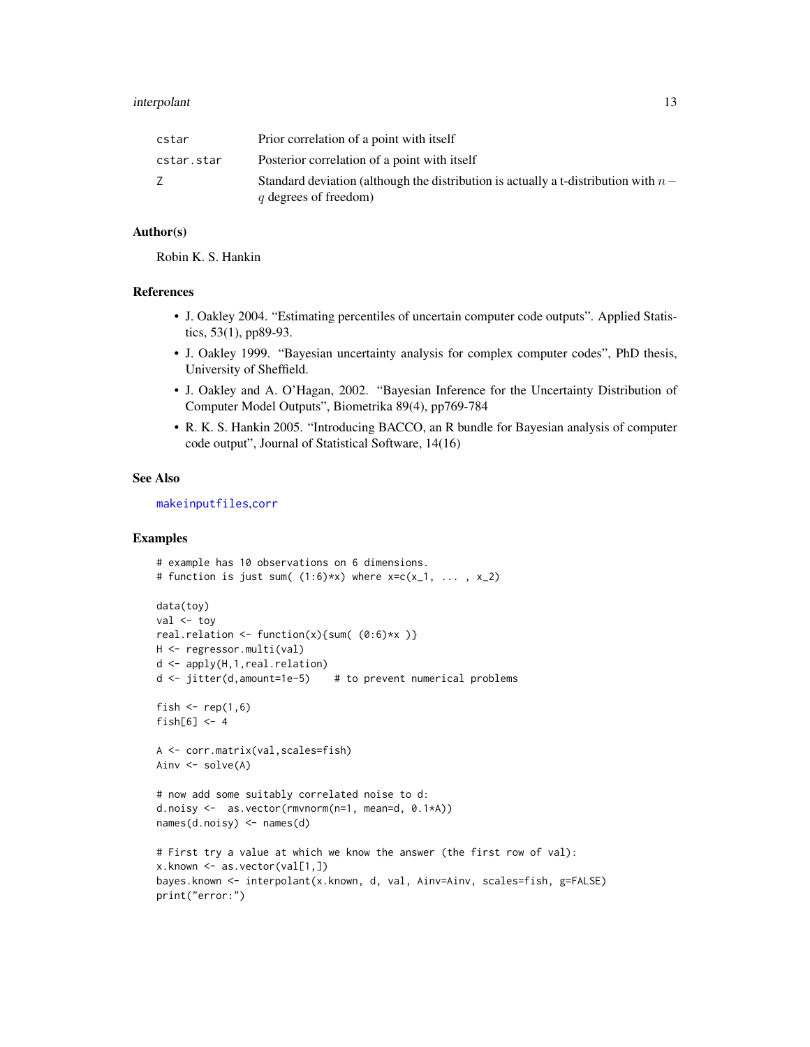| | |
|---|---|
| cstar | Prior correlation of a point with itself |
| cstar.star | Posterior correlation of a point with itself |
| Z | Standard deviation (although the distribution is actually a t-distribution with $n-q$ degrees of freedom) |

### Author(s)

Robin K. S. Hankin

### References

- J. Oakley 2004. "Estimating percentiles of uncertain computer code outputs". Applied Statistics, 53(1), pp89-93.
- J. Oakley 1999. "Bayesian uncertainty analysis for complex computer codes", PhD thesis, University of Sheffield.
- J. Oakley and A. O'Hagan, 2002. "Bayesian Inference for the Uncertainty Distribution of Computer Model Outputs", Biometrika 89(4), pp769-784
- R. K. S. Hankin 2005. "Introducing BACCO, an R bundle for Bayesian analysis of computer code output", Journal of Statistical Software, 14(16)

### See Also

makeinputfiles,corr

### Examples

```
# example has 10 observations on 6 dimensions.
# function is just sum( (1:6)*x) where x=c(x_1, ... , x_2)

data(toy)
val <- toy
real.relation <- function(x){sum( (0:6)*x )}
H <- regressor.multi(val)
d <- apply(H,1,real.relation)
d <- jitter(d,amount=1e-5)    # to prevent numerical problems

fish <- rep(1,6)
fish[6] <- 4

A <- corr.matrix(val,scales=fish)
Ainv <- solve(A)

# now add some suitably correlated noise to d:
d.noisy <-  as.vector(rmvnorm(n=1, mean=d, 0.1*A))
names(d.noisy) <- names(d)

# First try a value at which we know the answer (the first row of val):
x.known <- as.vector(val[1,])
bayes.known <- interpolant(x.known, d, val, Ainv=Ainv, scales=fish, g=FALSE)
print("error:")
```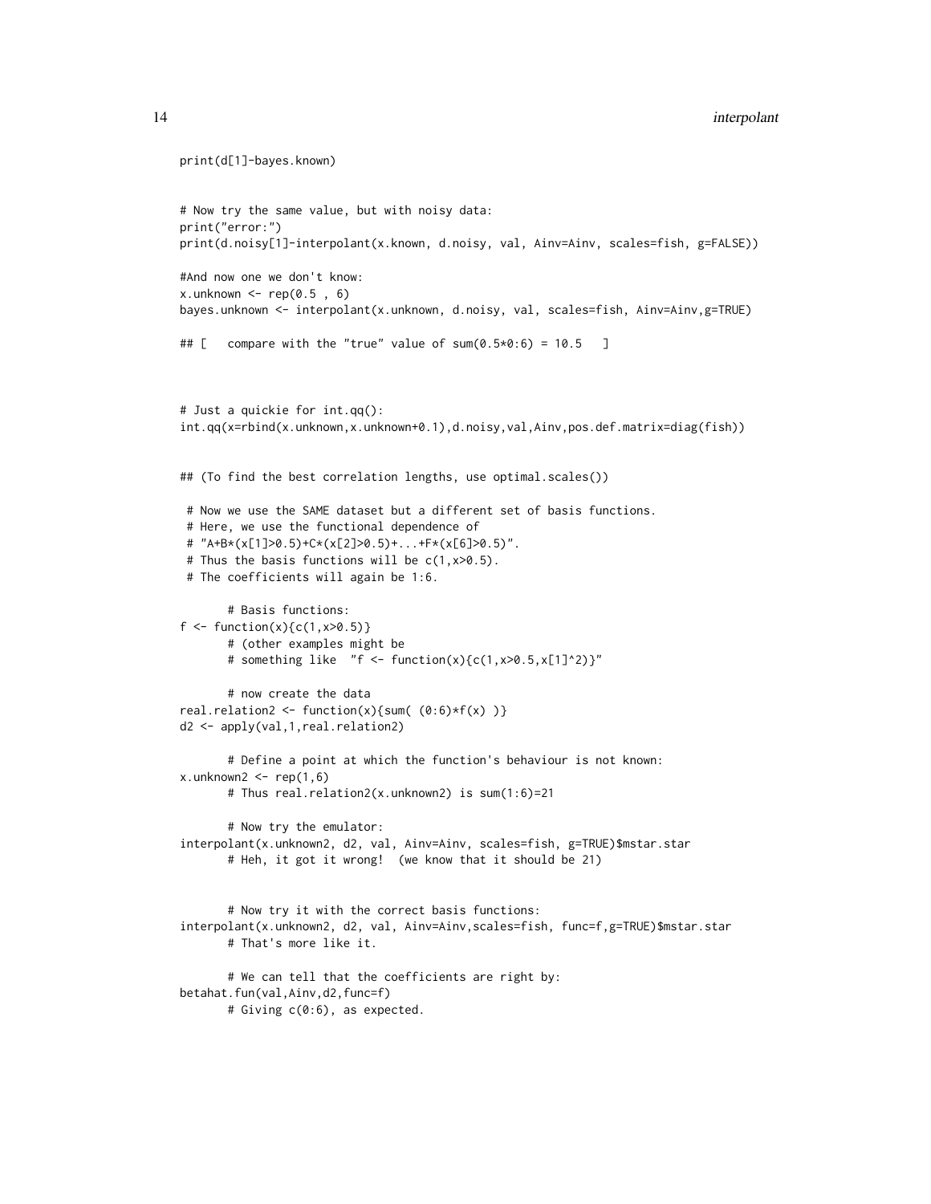```
print(d[1]-bayes.known)


# Now try the same value, but with noisy data:
print("error:")
print(d.noisy[1]-interpolant(x.known, d.noisy, val, Ainv=Ainv, scales=fish, g=FALSE))

#And now one we don't know:
x.unknown <- rep(0.5 , 6)
bayes.unknown <- interpolant(x.unknown, d.noisy, val, scales=fish, Ainv=Ainv,g=TRUE)

## [   compare with the "true" value of sum(0.5*0:6) = 10.5   ]



# Just a quickie for int.qq():
int.qq(x=rbind(x.unknown,x.unknown+0.1),d.noisy,val,Ainv,pos.def.matrix=diag(fish))


## (To find the best correlation lengths, use optimal.scales())

 # Now we use the SAME dataset but a different set of basis functions.
 # Here, we use the functional dependence of
 # "A+B*(x[1]>0.5)+C*(x[2]>0.5)+...+F*(x[6]>0.5)".
 # Thus the basis functions will be c(1,x>0.5).
 # The coefficients will again be 1:6.

       # Basis functions:
f <- function(x){c(1,x>0.5)}
       # (other examples might be
       # something like  "f <- function(x){c(1,x>0.5,x[1]^2)}"

       # now create the data
real.relation2 <- function(x){sum( (0:6)*f(x) )}
d2 <- apply(val,1,real.relation2)

       # Define a point at which the function's behaviour is not known:
x.unknown2 <- rep(1,6)
       # Thus real.relation2(x.unknown2) is sum(1:6)=21

       # Now try the emulator:
interpolant(x.unknown2, d2, val, Ainv=Ainv, scales=fish, g=TRUE)$mstar.star
       # Heh, it got it wrong!  (we know that it should be 21)


       # Now try it with the correct basis functions:
interpolant(x.unknown2, d2, val, Ainv=Ainv,scales=fish, func=f,g=TRUE)$mstar.star
       # That's more like it.

       # We can tell that the coefficients are right by:
betahat.fun(val,Ainv,d2,func=f)
       # Giving c(0:6), as expected.
```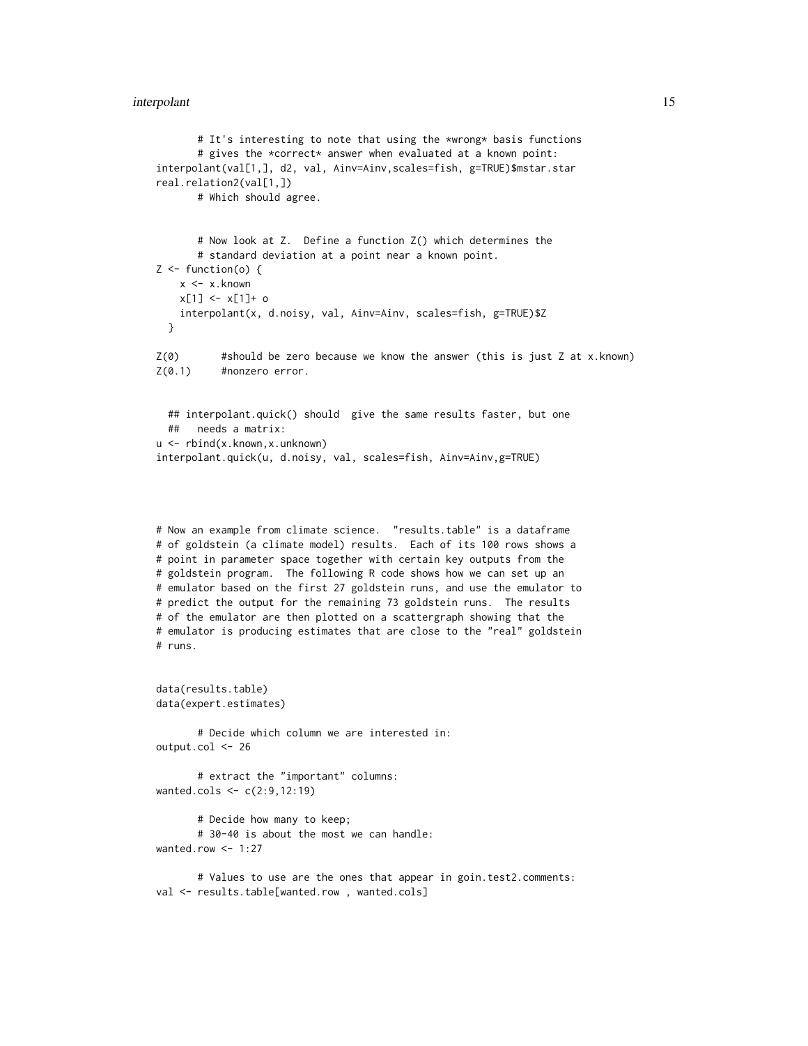```
        # It's interesting to note that using the *wrong* basis functions
        # gives the *correct* answer when evaluated at a known point:
interpolant(val[1,], d2, val, Ainv=Ainv,scales=fish, g=TRUE)$mstar.star
real.relation2(val[1,])
        # Which should agree.


        # Now look at Z.  Define a function Z() which determines the
        # standard deviation at a point near a known point.
Z <- function(o) {
    x <- x.known
    x[1] <- x[1]+ o
    interpolant(x, d.noisy, val, Ainv=Ainv, scales=fish, g=TRUE)$Z
  }

Z(0)       #should be zero because we know the answer (this is just Z at x.known)
Z(0.1)     #nonzero error.


  ## interpolant.quick() should  give the same results faster, but one
  ##   needs a matrix:
u <- rbind(x.known,x.unknown)
interpolant.quick(u, d.noisy, val, scales=fish, Ainv=Ainv,g=TRUE)




# Now an example from climate science.  "results.table" is a dataframe
# of goldstein (a climate model) results.  Each of its 100 rows shows a
# point in parameter space together with certain key outputs from the
# goldstein program.  The following R code shows how we can set up an
# emulator based on the first 27 goldstein runs, and use the emulator to
# predict the output for the remaining 73 goldstein runs.  The results
# of the emulator are then plotted on a scattergraph showing that the
# emulator is producing estimates that are close to the "real" goldstein
# runs.


data(results.table)
data(expert.estimates)

        # Decide which column we are interested in:
output.col <- 26

        # extract the "important" columns:
wanted.cols <- c(2:9,12:19)

        # Decide how many to keep;
        # 30-40 is about the most we can handle:
wanted.row <- 1:27

        # Values to use are the ones that appear in goin.test2.comments:
val <- results.table[wanted.row , wanted.cols]
```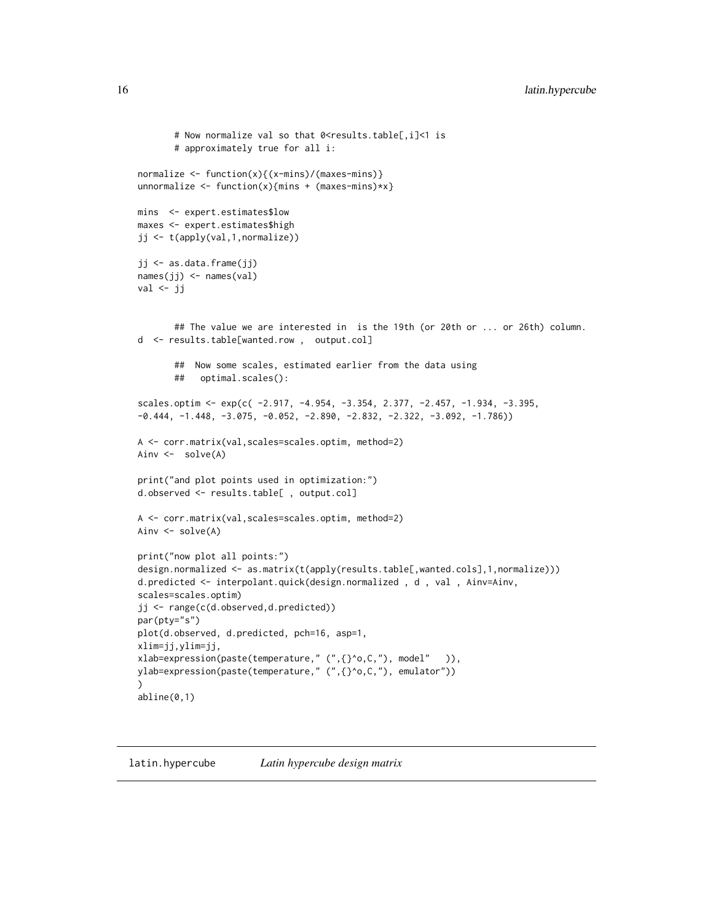```
       # Now normalize val so that 0<results.table[,i]<1 is
       # approximately true for all i:

normalize <- function(x){(x-mins)/(maxes-mins)}
unnormalize <- function(x){mins + (maxes-mins)*x}

mins  <- expert.estimates$low
maxes <- expert.estimates$high
jj <- t(apply(val,1,normalize))

jj <- as.data.frame(jj)
names(jj) <- names(val)
val <- jj


       ## The value we are interested in  is the 19th (or 20th or ... or 26th) column.
d  <- results.table[wanted.row ,  output.col]

       ##  Now some scales, estimated earlier from the data using
       ##   optimal.scales():

scales.optim <- exp(c( -2.917, -4.954, -3.354, 2.377, -2.457, -1.934, -3.395,
-0.444, -1.448, -3.075, -0.052, -2.890, -2.832, -2.322, -3.092, -1.786))

A <- corr.matrix(val,scales=scales.optim, method=2)
Ainv <-  solve(A)

print("and plot points used in optimization:")
d.observed <- results.table[ , output.col]

A <- corr.matrix(val,scales=scales.optim, method=2)
Ainv <- solve(A)

print("now plot all points:")
design.normalized <- as.matrix(t(apply(results.table[,wanted.cols],1,normalize)))
d.predicted <- interpolant.quick(design.normalized , d , val , Ainv=Ainv,
scales=scales.optim)
jj <- range(c(d.observed,d.predicted))
par(pty="s")
plot(d.observed, d.predicted, pch=16, asp=1,
xlim=jj,ylim=jj,
xlab=expression(paste(temperature," (",{}^o,C,"), model"   )),
ylab=expression(paste(temperature," (",{}^o,C,"), emulator"))
)
abline(0,1)
```

---

latin.hypercube    *Latin hypercube design matrix*

---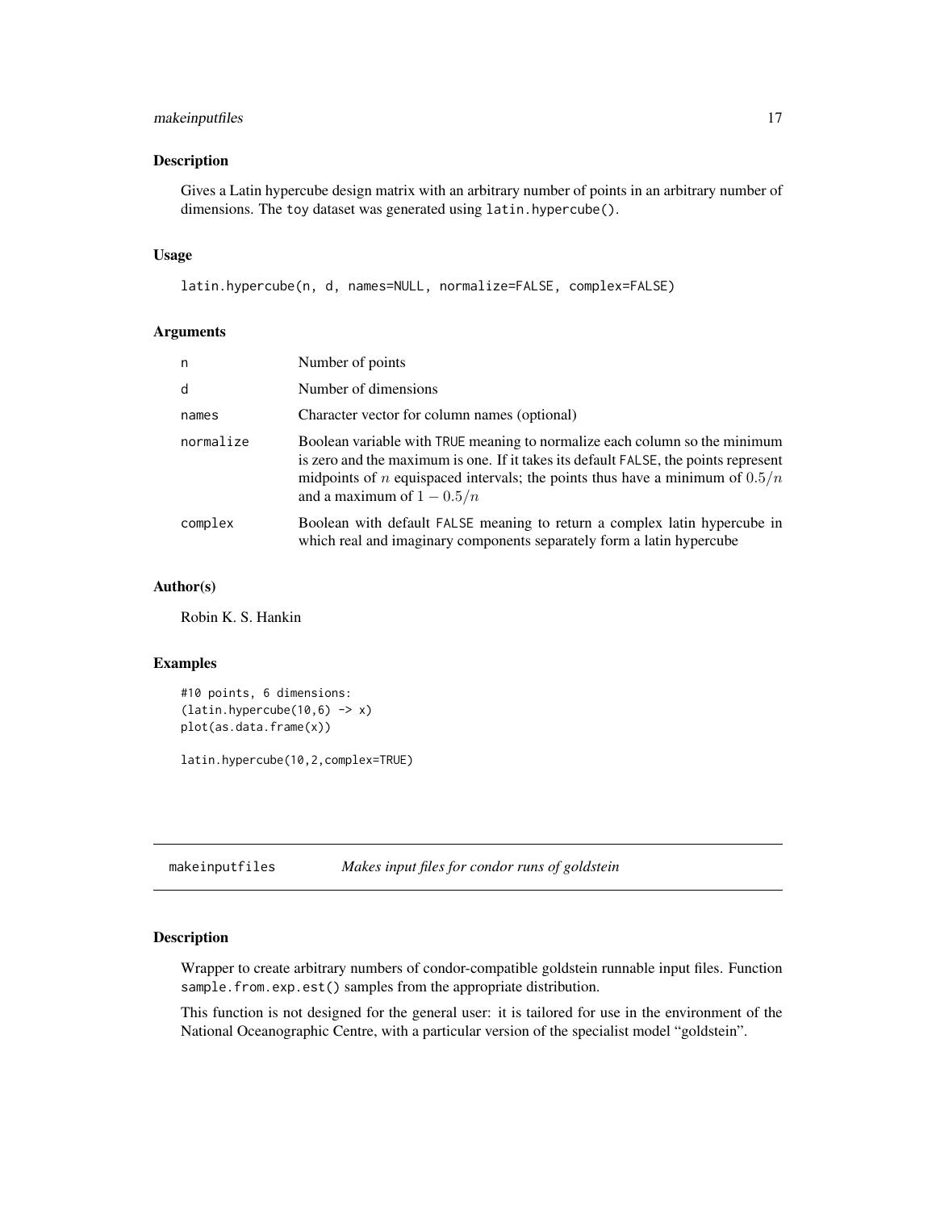### Description

Gives a Latin hypercube design matrix with an arbitrary number of points in an arbitrary number of dimensions. The toy dataset was generated using `latin.hypercube()`.

### Usage

```
latin.hypercube(n, d, names=NULL, normalize=FALSE, complex=FALSE)
```

### Arguments

| | |
|---|---|
| n | Number of points |
| d | Number of dimensions |
| names | Character vector for column names (optional) |
| normalize | Boolean variable with TRUE meaning to normalize each column so the minimum is zero and the maximum is one. If it takes its default FALSE, the points represent midpoints of $n$ equispaced intervals; the points thus have a minimum of $0.5/n$ and a maximum of $1 - 0.5/n$ |
| complex | Boolean with default FALSE meaning to return a complex latin hypercube in which real and imaginary components separately form a latin hypercube |

### Author(s)

Robin K. S. Hankin

### Examples

```
#10 points, 6 dimensions:
(latin.hypercube(10,6) -> x)
plot(as.data.frame(x))

latin.hypercube(10,2,complex=TRUE)
```

---

## makeinputfiles *Makes input files for condor runs of goldstein*

### Description

Wrapper to create arbitrary numbers of condor-compatible goldstein runnable input files. Function `sample.from.exp.est()` samples from the appropriate distribution.

This function is not designed for the general user: it is tailored for use in the environment of the National Oceanographic Centre, with a particular version of the specialist model "goldstein".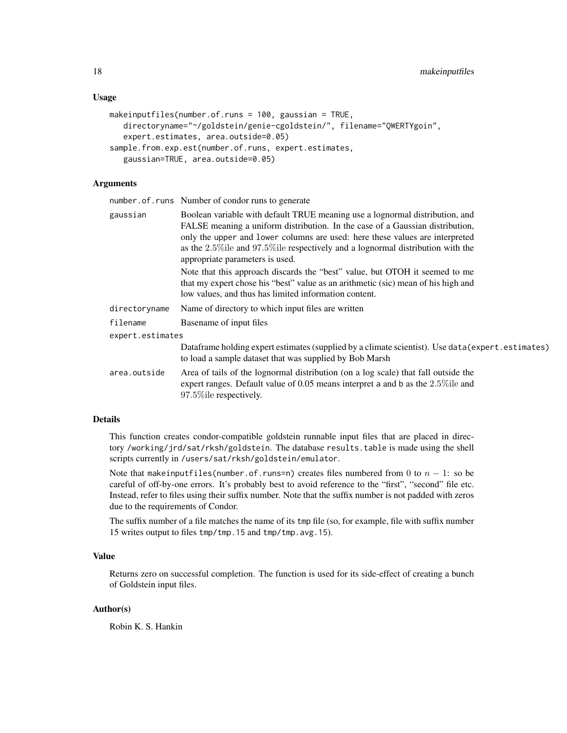## Usage

```
makeinputfiles(number.of.runs = 100, gaussian = TRUE,
   directoryname="~/goldstein/genie-cgoldstein/", filename="QWERTYgoin",
   expert.estimates, area.outside=0.05)
sample.from.exp.est(number.of.runs, expert.estimates,
   gaussian=TRUE, area.outside=0.05)
```

## Arguments

`number.of.runs` Number of condor runs to generate

`gaussian` Boolean variable with default TRUE meaning use a lognormal distribution, and FALSE meaning a uniform distribution. In the case of a Gaussian distribution, only the `upper` and `lower` columns are used: here these values are interpreted as the $2.5\%$ile and $97.5\%$ile respectively and a lognormal distribution with the appropriate parameters is used.

Note that this approach discards the "best" value, but OTOH it seemed to me that my expert chose his "best" value as an arithmetic (sic) mean of his high and low values, and thus has limited information content.

`directoryname` Name of directory to which input files are written

`filename` Basename of input files

`expert.estimates` Dataframe holding expert estimates (supplied by a climate scientist). Use `data(expert.estimates)` to load a sample dataset that was supplied by Bob Marsh

`area.outside` Area of tails of the lognormal distribution (on a log scale) that fall outside the expert ranges. Default value of 0.05 means interpret `a` and `b` as the $2.5\%$ile and $97.5\%$ile respectively.

## Details

This function creates condor-compatible goldstein runnable input files that are placed in directory `/working/jrd/sat/rksh/goldstein`. The database `results.table` is made using the shell scripts currently in `/users/sat/rksh/goldstein/emulator`.

Note that `makeinputfiles(number.of.runs=n)` creates files numbered from $0$ to $n-1$: so be careful of off-by-one errors. It's probably best to avoid reference to the "first", "second" file etc. Instead, refer to files using their suffix number. Note that the suffix number is not padded with zeros due to the requirements of Condor.

The suffix number of a file matches the name of its `tmp` file (so, for example, file with suffix number 15 writes output to files `tmp/tmp.15` and `tmp/tmp.avg.15`).

## Value

Returns zero on successful completion. The function is used for its side-effect of creating a bunch of Goldstein input files.

## Author(s)

Robin K. S. Hankin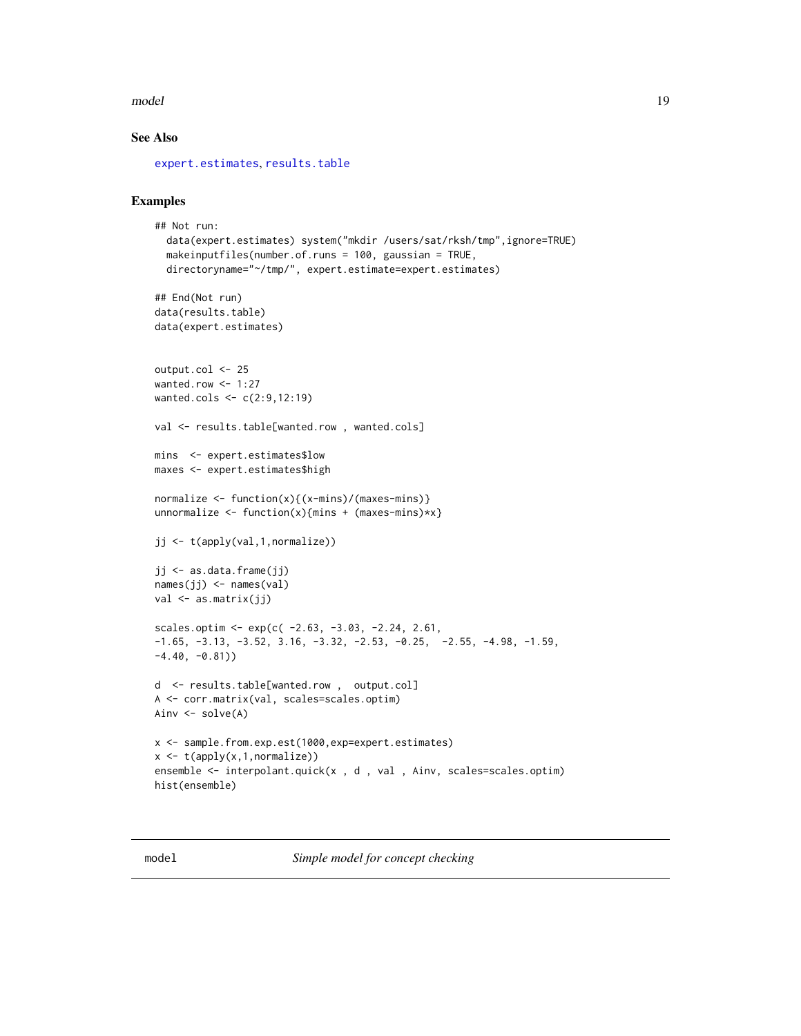## See Also

`expert.estimates`, `results.table`

## Examples

```
## Not run:
  data(expert.estimates) system("mkdir /users/sat/rksh/tmp",ignore=TRUE)
  makeinputfiles(number.of.runs = 100, gaussian = TRUE,
  directoryname="~/tmp/", expert.estimate=expert.estimates)

## End(Not run)
data(results.table)
data(expert.estimates)


output.col <- 25
wanted.row <- 1:27
wanted.cols <- c(2:9,12:19)

val <- results.table[wanted.row , wanted.cols]

mins  <- expert.estimates$low
maxes <- expert.estimates$high

normalize <- function(x){(x-mins)/(maxes-mins)}
unnormalize <- function(x){mins + (maxes-mins)*x}

jj <- t(apply(val,1,normalize))

jj <- as.data.frame(jj)
names(jj) <- names(val)
val <- as.matrix(jj)

scales.optim <- exp(c( -2.63, -3.03, -2.24, 2.61,
-1.65, -3.13, -3.52, 3.16, -3.32, -2.53, -0.25,  -2.55, -4.98, -1.59,
-4.40, -0.81))

d  <- results.table[wanted.row ,  output.col]
A <- corr.matrix(val, scales=scales.optim)
Ainv <- solve(A)

x <- sample.from.exp.est(1000,exp=expert.estimates)
x <- t(apply(x,1,normalize))
ensemble <- interpolant.quick(x , d , val , Ainv, scales=scales.optim)
hist(ensemble)
```

---

`model` *Simple model for concept checking*

---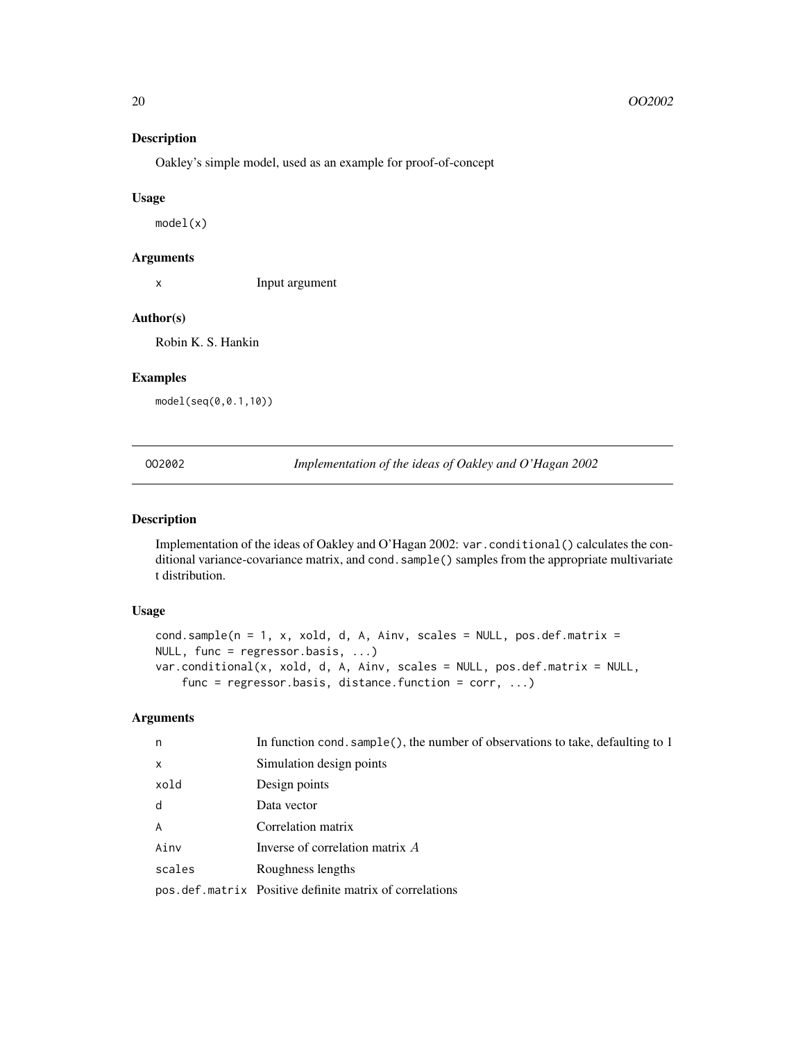## Description

Oakley's simple model, used as an example for proof-of-concept

## Usage

```
model(x)
```

## Arguments

| | |
|---|---|
| x | Input argument |

## Author(s)

Robin K. S. Hankin

## Examples

```
model(seq(0,0.1,10))
```

---

# OO2002 — *Implementation of the ideas of Oakley and O'Hagan 2002*

## Description

Implementation of the ideas of Oakley and O'Hagan 2002: `var.conditional()` calculates the conditional variance-covariance matrix, and `cond.sample()` samples from the appropriate multivariate t distribution.

## Usage

```
cond.sample(n = 1, x, xold, d, A, Ainv, scales = NULL, pos.def.matrix =
NULL, func = regressor.basis, ...)
var.conditional(x, xold, d, A, Ainv, scales = NULL, pos.def.matrix = NULL,
    func = regressor.basis, distance.function = corr, ...)
```

## Arguments

| | |
|---|---|
| n | In function `cond.sample()`, the number of observations to take, defaulting to 1 |
| x | Simulation design points |
| xold | Design points |
| d | Data vector |
| A | Correlation matrix |
| Ainv | Inverse of correlation matrix $A$ |
| scales | Roughness lengths |
| pos.def.matrix | Positive definite matrix of correlations |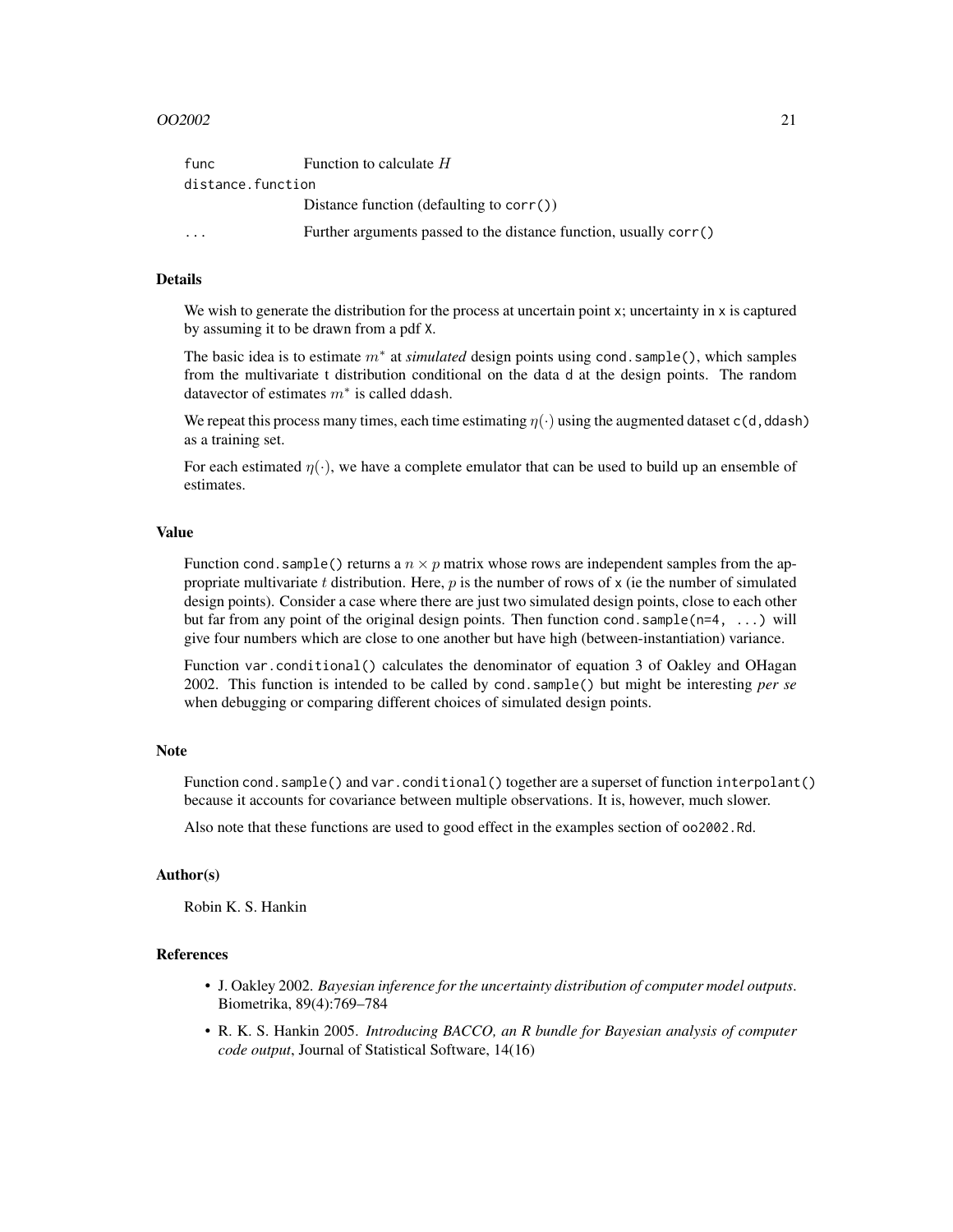| | |
|---|---|
| `func` | Function to calculate $H$ |
| `distance.function` | Distance function (defaulting to `corr()`) |
| `...` | Further arguments passed to the distance function, usually `corr()` |

### Details

We wish to generate the distribution for the process at uncertain point `x`; uncertainty in `x` is captured by assuming it to be drawn from a pdf `X`.

The basic idea is to estimate $m^*$ at *simulated* design points using `cond.sample()`, which samples from the multivariate t distribution conditional on the data `d` at the design points. The random datavector of estimates $m^*$ is called `ddash`.

We repeat this process many times, each time estimating $\eta(\cdot)$ using the augmented dataset `c(d,ddash)` as a training set.

For each estimated $\eta(\cdot)$, we have a complete emulator that can be used to build up an ensemble of estimates.

### Value

Function `cond.sample()` returns a $n \times p$ matrix whose rows are independent samples from the appropriate multivariate $t$ distribution. Here, $p$ is the number of rows of `x` (ie the number of simulated design points). Consider a case where there are just two simulated design points, close to each other but far from any point of the original design points. Then function `cond.sample(n=4, ...)` will give four numbers which are close to one another but have high (between-instantiation) variance.

Function `var.conditional()` calculates the denominator of equation 3 of Oakley and OHagan 2002. This function is intended to be called by `cond.sample()` but might be interesting *per se* when debugging or comparing different choices of simulated design points.

### Note

Function `cond.sample()` and `var.conditional()` together are a superset of function `interpolant()` because it accounts for covariance between multiple observations. It is, however, much slower.

Also note that these functions are used to good effect in the examples section of `oo2002.Rd`.

### Author(s)

Robin K. S. Hankin

### References

- J. Oakley 2002. *Bayesian inference for the uncertainty distribution of computer model outputs*. Biometrika, 89(4):769–784
- R. K. S. Hankin 2005. *Introducing BACCO, an R bundle for Bayesian analysis of computer code output*, Journal of Statistical Software, 14(16)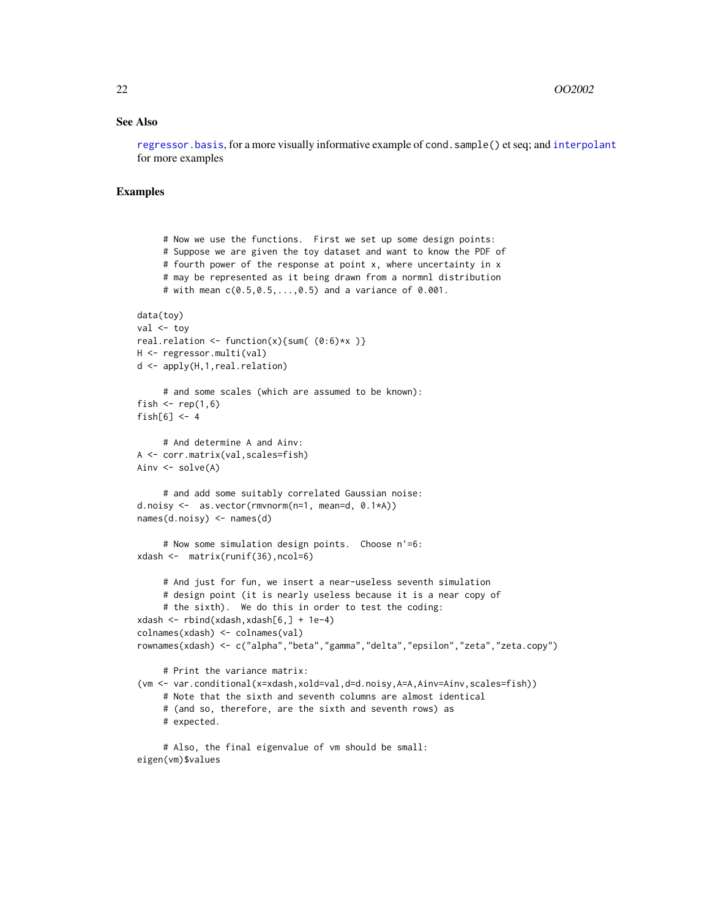## See Also

regressor.basis, for a more visually informative example of `cond.sample()` et seq; and interpolant for more examples

## Examples

```
     # Now we use the functions.  First we set up some design points:
     # Suppose we are given the toy dataset and want to know the PDF of
     # fourth power of the response at point x, where uncertainty in x
     # may be represented as it being drawn from a normnl distribution
     # with mean c(0.5,0.5,...,0.5) and a variance of 0.001.

data(toy)
val <- toy
real.relation <- function(x){sum( (0:6)*x )}
H <- regressor.multi(val)
d <- apply(H,1,real.relation)

     # and some scales (which are assumed to be known):
fish <- rep(1,6)
fish[6] <- 4

     # And determine A and Ainv:
A <- corr.matrix(val,scales=fish)
Ainv <- solve(A)

     # and add some suitably correlated Gaussian noise:
d.noisy <-  as.vector(rmvnorm(n=1, mean=d, 0.1*A))
names(d.noisy) <- names(d)

     # Now some simulation design points.  Choose n'=6:
xdash <-  matrix(runif(36),ncol=6)

     # And just for fun, we insert a near-useless seventh simulation
     # design point (it is nearly useless because it is a near copy of
     # the sixth).  We do this in order to test the coding:
xdash <- rbind(xdash,xdash[6,] + 1e-4)
colnames(xdash) <- colnames(val)
rownames(xdash) <- c("alpha","beta","gamma","delta","epsilon","zeta","zeta.copy")

     # Print the variance matrix:
(vm <- var.conditional(x=xdash,xold=val,d=d.noisy,A=A,Ainv=Ainv,scales=fish))
     # Note that the sixth and seventh columns are almost identical
     # (and so, therefore, are the sixth and seventh rows) as
     # expected.

     # Also, the final eigenvalue of vm should be small:
eigen(vm)$values
```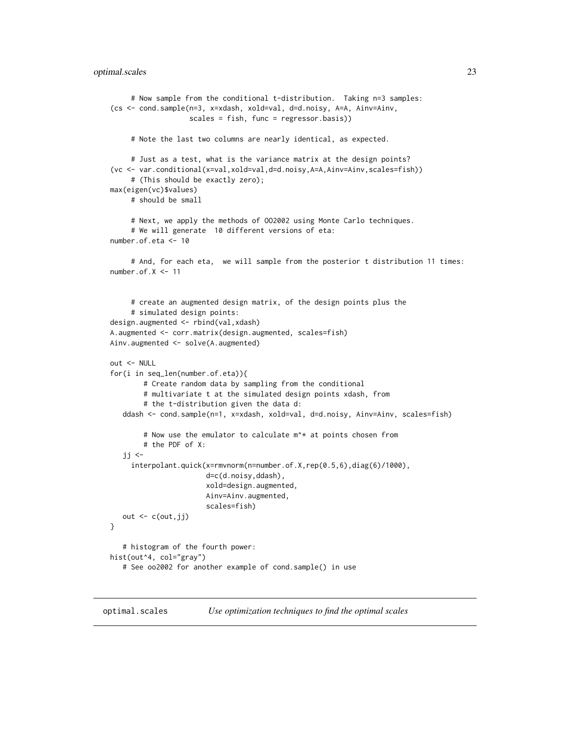```
     # Now sample from the conditional t-distribution.  Taking n=3 samples:
(cs <- cond.sample(n=3, x=xdash, xold=val, d=d.noisy, A=A, Ainv=Ainv,
                   scales = fish, func = regressor.basis))

     # Note the last two columns are nearly identical, as expected.

     # Just as a test, what is the variance matrix at the design points?
(vc <- var.conditional(x=val,xold=val,d=d.noisy,A=A,Ainv=Ainv,scales=fish))
     # (This should be exactly zero);
max(eigen(vc)$values)
     # should be small

     # Next, we apply the methods of OO2002 using Monte Carlo techniques.
     # We will generate  10 different versions of eta:
number.of.eta <- 10

     # And, for each eta,  we will sample from the posterior t distribution 11 times:
number.of.X <- 11


     # create an augmented design matrix, of the design points plus the
     # simulated design points:
design.augmented <- rbind(val,xdash)
A.augmented <- corr.matrix(design.augmented, scales=fish)
Ainv.augmented <- solve(A.augmented)

out <- NULL
for(i in seq_len(number.of.eta)){
        # Create random data by sampling from the conditional
        # multivariate t at the simulated design points xdash, from
        # the t-distribution given the data d:
   ddash <- cond.sample(n=1, x=xdash, xold=val, d=d.noisy, Ainv=Ainv, scales=fish)

        # Now use the emulator to calculate m^* at points chosen from
        # the PDF of X:
   jj <-
     interpolant.quick(x=rmvnorm(n=number.of.X,rep(0.5,6),diag(6)/1000),
                       d=c(d.noisy,ddash),
                       xold=design.augmented,
                       Ainv=Ainv.augmented,
                       scales=fish)
   out <- c(out,jj)
}

   # histogram of the fourth power:
hist(out^4, col="gray")
   # See oo2002 for another example of cond.sample() in use
```

---

## optimal.scales — *Use optimization techniques to find the optimal scales*

---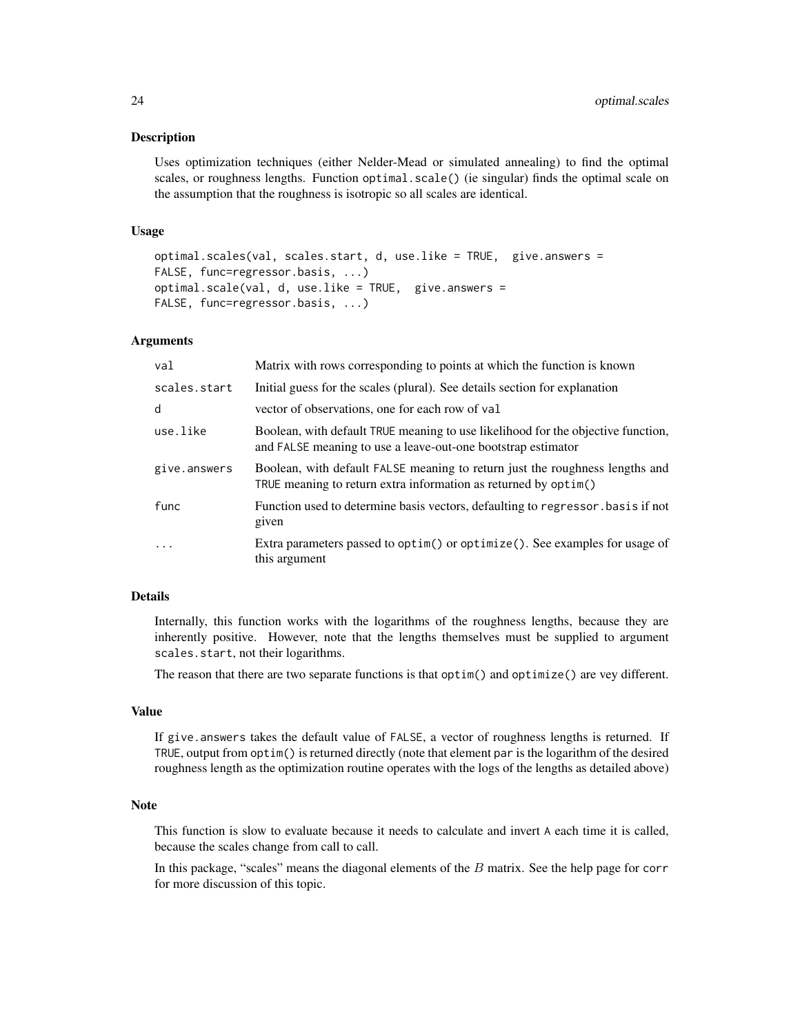## Description

Uses optimization techniques (either Nelder-Mead or simulated annealing) to find the optimal scales, or roughness lengths. Function `optimal.scale()` (ie singular) finds the optimal scale on the assumption that the roughness is isotropic so all scales are identical.

## Usage

```
optimal.scales(val, scales.start, d, use.like = TRUE,  give.answers =
FALSE, func=regressor.basis, ...)
optimal.scale(val, d, use.like = TRUE,  give.answers =
FALSE, func=regressor.basis, ...)
```

## Arguments

| | |
|---|---|
| `val` | Matrix with rows corresponding to points at which the function is known |
| `scales.start` | Initial guess for the scales (plural). See details section for explanation |
| `d` | vector of observations, one for each row of `val` |
| `use.like` | Boolean, with default `TRUE` meaning to use likelihood for the objective function, and `FALSE` meaning to use a leave-out-one bootstrap estimator |
| `give.answers` | Boolean, with default `FALSE` meaning to return just the roughness lengths and `TRUE` meaning to return extra information as returned by `optim()` |
| `func` | Function used to determine basis vectors, defaulting to `regressor.basis` if not given |
| `...` | Extra parameters passed to `optim()` or `optimize()`. See examples for usage of this argument |

## Details

Internally, this function works with the logarithms of the roughness lengths, because they are inherently positive. However, note that the lengths themselves must be supplied to argument `scales.start`, not their logarithms.

The reason that there are two separate functions is that `optim()` and `optimize()` are vey different.

## Value

If `give.answers` takes the default value of `FALSE`, a vector of roughness lengths is returned. If `TRUE`, output from `optim()` is returned directly (note that element `par` is the logarithm of the desired roughness length as the optimization routine operates with the logs of the lengths as detailed above)

## Note

This function is slow to evaluate because it needs to calculate and invert `A` each time it is called, because the scales change from call to call.

In this package, "scales" means the diagonal elements of the $B$ matrix. See the help page for `corr` for more discussion of this topic.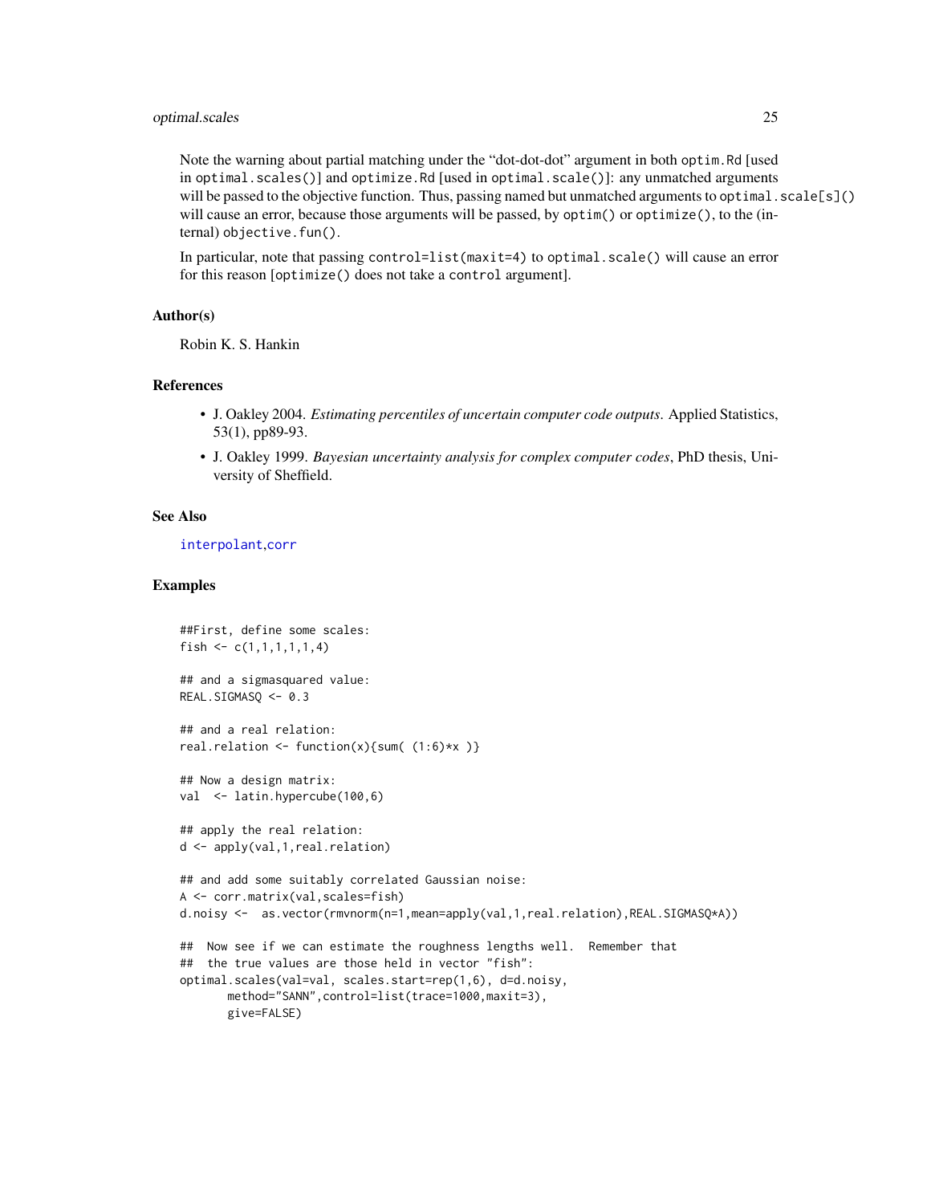Note the warning about partial matching under the "dot-dot-dot" argument in both `optim.Rd` [used in `optimal.scales()`] and `optimize.Rd` [used in `optimal.scale()`]: any unmatched arguments will be passed to the objective function. Thus, passing named but unmatched arguments to `optimal.scale[s]()` will cause an error, because those arguments will be passed, by `optim()` or `optimize()`, to the (internal) `objective.fun()`.

In particular, note that passing `control=list(maxit=4)` to `optimal.scale()` will cause an error for this reason [`optimize()` does not take a `control` argument].

### Author(s)

Robin K. S. Hankin

### References

- J. Oakley 2004. *Estimating percentiles of uncertain computer code outputs*. Applied Statistics, 53(1), pp89-93.
- J. Oakley 1999. *Bayesian uncertainty analysis for complex computer codes*, PhD thesis, University of Sheffield.

### See Also

interpolant,corr

### Examples

```
##First, define some scales:
fish <- c(1,1,1,1,1,4)

## and a sigmasquared value:
REAL.SIGMASQ <- 0.3

## and a real relation:
real.relation <- function(x){sum( (1:6)*x )}

## Now a design matrix:
val  <- latin.hypercube(100,6)

## apply the real relation:
d <- apply(val,1,real.relation)

## and add some suitably correlated Gaussian noise:
A <- corr.matrix(val,scales=fish)
d.noisy <-  as.vector(rmvnorm(n=1,mean=apply(val,1,real.relation),REAL.SIGMASQ*A))

##  Now see if we can estimate the roughness lengths well.  Remember that
##  the true values are those held in vector "fish":
optimal.scales(val=val, scales.start=rep(1,6), d=d.noisy,
       method="SANN",control=list(trace=1000,maxit=3),
       give=FALSE)
```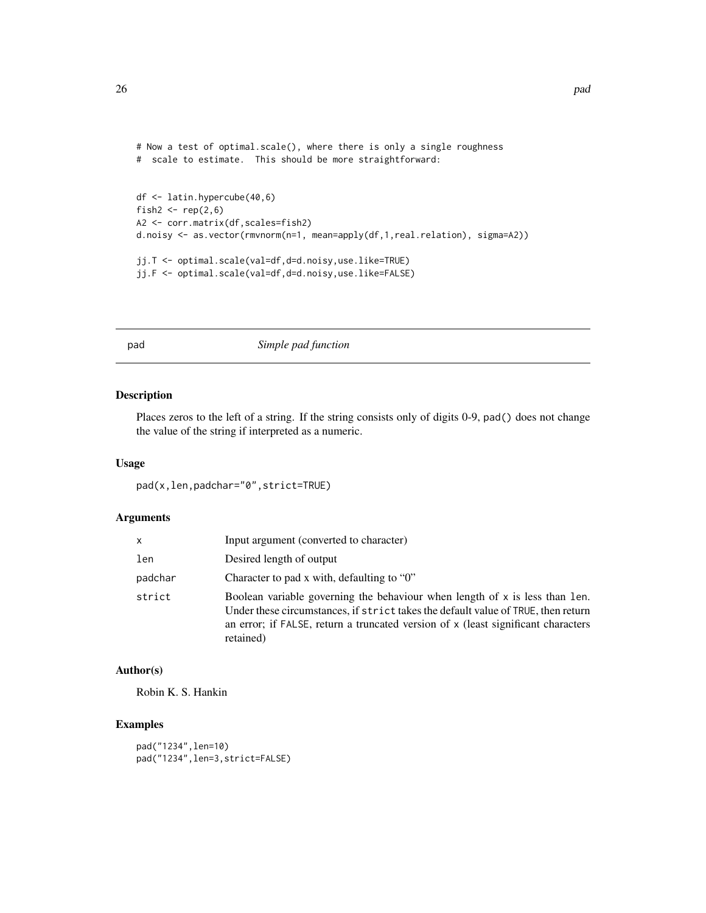```
# Now a test of optimal.scale(), where there is only a single roughness
#  scale to estimate.  This should be more straightforward:


df <- latin.hypercube(40,6)
fish2 <- rep(2,6)
A2 <- corr.matrix(df,scales=fish2)
d.noisy <- as.vector(rmvnorm(n=1, mean=apply(df,1,real.relation), sigma=A2))

jj.T <- optimal.scale(val=df,d=d.noisy,use.like=TRUE)
jj.F <- optimal.scale(val=df,d=d.noisy,use.like=FALSE)
```

## pad — *Simple pad function*

### Description

Places zeros to the left of a string. If the string consists only of digits 0-9, `pad()` does not change the value of the string if interpreted as a numeric.

### Usage

```
pad(x,len,padchar="0",strict=TRUE)
```

### Arguments

| | |
|---|---|
| `x` | Input argument (converted to character) |
| `len` | Desired length of output |
| `padchar` | Character to pad x with, defaulting to "0" |
| `strict` | Boolean variable governing the behaviour when length of `x` is less than `len`. Under these circumstances, if `strict` takes the default value of `TRUE`, then return an error; if `FALSE`, return a truncated version of `x` (least significant characters retained) |

### Author(s)

Robin K. S. Hankin

### Examples

```
pad("1234",len=10)
pad("1234",len=3,strict=FALSE)
```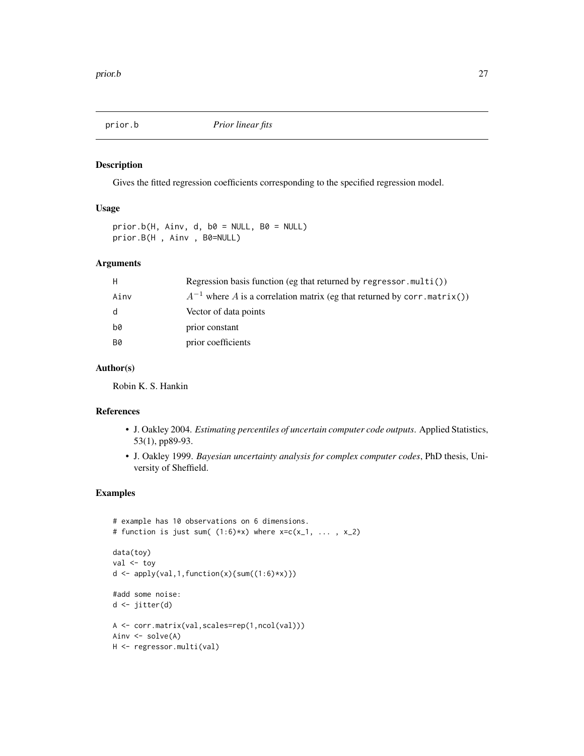# prior.b — *Prior linear fits*

## Description

Gives the fitted regression coefficients corresponding to the specified regression model.

## Usage

```
prior.b(H, Ainv, d, b0 = NULL, B0 = NULL)
prior.B(H , Ainv , B0=NULL)
```

## Arguments

| | |
|---|---|
| H | Regression basis function (eg that returned by `regressor.multi()`) |
| Ainv | $A^{-1}$ where $A$ is a correlation matrix (eg that returned by `corr.matrix()`) |
| d | Vector of data points |
| b0 | prior constant |
| B0 | prior coefficients |

## Author(s)

Robin K. S. Hankin

## References

- J. Oakley 2004. *Estimating percentiles of uncertain computer code outputs*. Applied Statistics, 53(1), pp89-93.
- J. Oakley 1999. *Bayesian uncertainty analysis for complex computer codes*, PhD thesis, University of Sheffield.

## Examples

```
# example has 10 observations on 6 dimensions.
# function is just sum( (1:6)*x) where x=c(x_1, ... , x_2)

data(toy)
val <- toy
d <- apply(val,1,function(x){sum((1:6)*x)})

#add some noise:
d <- jitter(d)

A <- corr.matrix(val,scales=rep(1,ncol(val)))
Ainv <- solve(A)
H <- regressor.multi(val)
```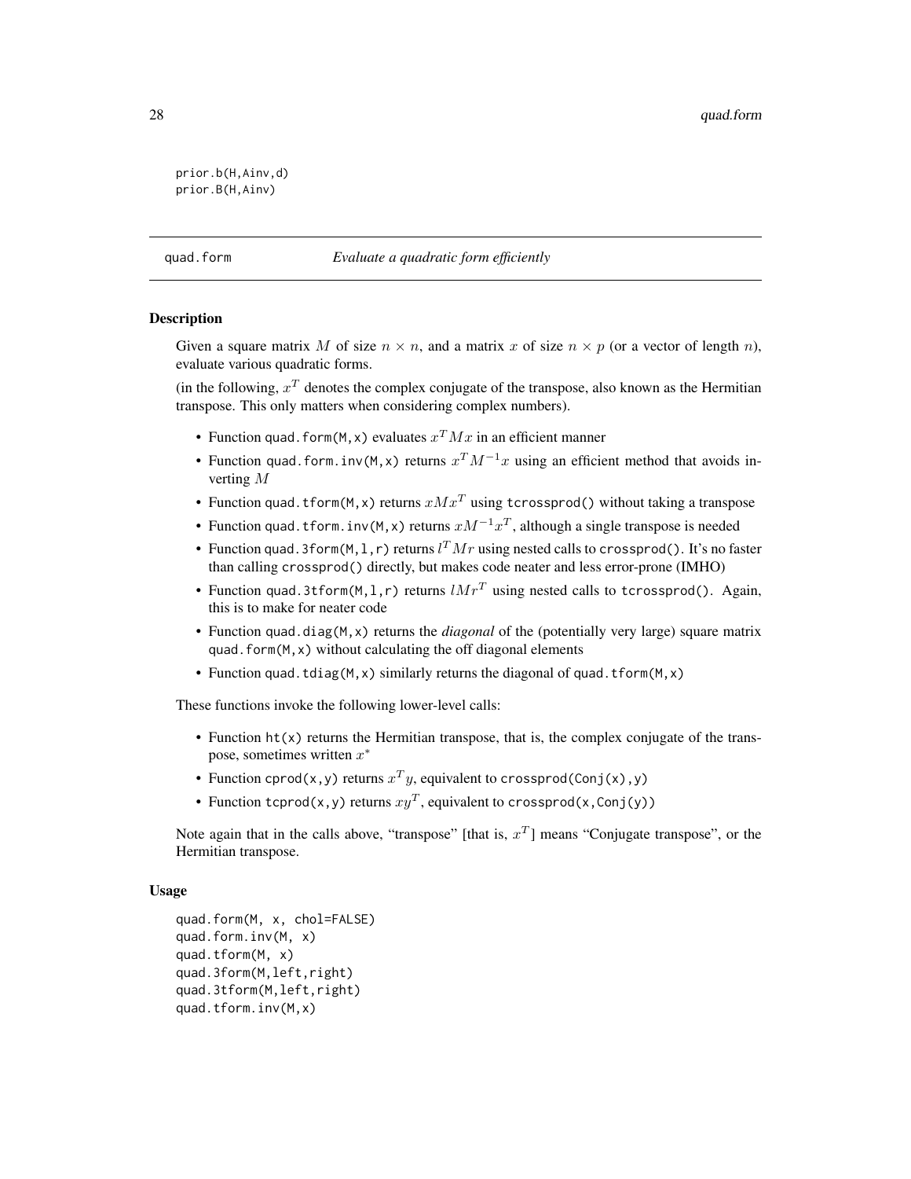```
prior.b(H,Ainv,d)
prior.B(H,Ainv)
```

## quad.form — *Evaluate a quadratic form efficiently*

### Description

Given a square matrix $M$ of size $n \times n$, and a matrix $x$ of size $n \times p$ (or a vector of length $n$), evaluate various quadratic forms.

(in the following, $x^T$ denotes the complex conjugate of the transpose, also known as the Hermitian transpose. This only matters when considering complex numbers).

- Function `quad.form(M,x)` evaluates $x^T M x$ in an efficient manner
- Function `quad.form.inv(M,x)` returns $x^T M^{-1} x$ using an efficient method that avoids inverting $M$
- Function `quad.tform(M,x)` returns $x M x^T$ using `tcrossprod()` without taking a transpose
- Function `quad.tform.inv(M,x)` returns $x M^{-1} x^T$, although a single transpose is needed
- Function `quad.3form(M,l,r)` returns $l^T M r$ using nested calls to `crossprod()`. It's no faster than calling `crossprod()` directly, but makes code neater and less error-prone (IMHO)
- Function `quad.3tform(M,l,r)` returns $l M r^T$ using nested calls to `tcrossprod()`. Again, this is to make for neater code
- Function `quad.diag(M,x)` returns the *diagonal* of the (potentially very large) square matrix `quad.form(M,x)` without calculating the off diagonal elements
- Function `quad.tdiag(M,x)` similarly returns the diagonal of `quad.tform(M,x)`

These functions invoke the following lower-level calls:

- Function `ht(x)` returns the Hermitian transpose, that is, the complex conjugate of the transpose, sometimes written $x^*$
- Function `cprod(x,y)` returns $x^T y$, equivalent to `crossprod(Conj(x),y)`
- Function `tcprod(x,y)` returns $x y^T$, equivalent to `crossprod(x,Conj(y))`

Note again that in the calls above, "transpose" [that is, $x^T$] means "Conjugate transpose", or the Hermitian transpose.

### Usage

```
quad.form(M, x, chol=FALSE)
quad.form.inv(M, x)
quad.tform(M, x)
quad.3form(M,left,right)
quad.3tform(M,left,right)
quad.tform.inv(M,x)
```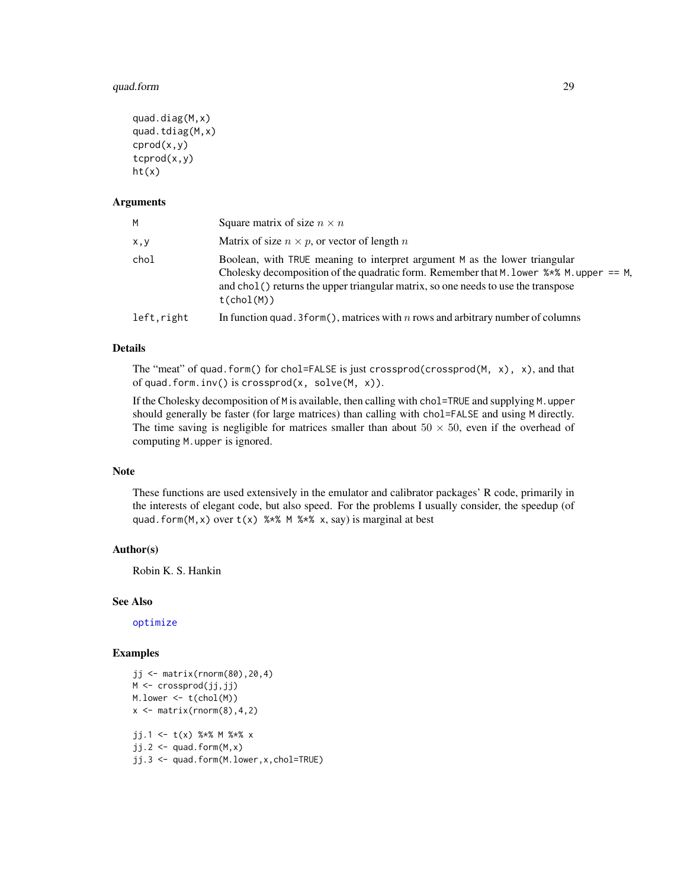```
quad.diag(M,x)
quad.tdiag(M,x)
cprod(x,y)
tcprod(x,y)
ht(x)
```

## Arguments

| | |
|---|---|
| `M` | Square matrix of size $n \times n$ |
| `x,y` | Matrix of size $n \times p$, or vector of length $n$ |
| `chol` | Boolean, with `TRUE` meaning to interpret argument `M` as the lower triangular Cholesky decomposition of the quadratic form. Remember that `M.lower %*% M.upper == M`, and `chol()` returns the upper triangular matrix, so one needs to use the transpose `t(chol(M))` |
| `left,right` | In function `quad.3form()`, matrices with $n$ rows and arbitrary number of columns |

## Details

The "meat" of `quad.form()` for `chol=FALSE` is just `crossprod(crossprod(M, x), x)`, and that of `quad.form.inv()` is `crossprod(x, solve(M, x))`.

If the Cholesky decomposition of `M` is available, then calling with `chol=TRUE` and supplying `M.upper` should generally be faster (for large matrices) than calling with `chol=FALSE` and using `M` directly. The time saving is negligible for matrices smaller than about $50 \times 50$, even if the overhead of computing `M.upper` is ignored.

## Note

These functions are used extensively in the emulator and calibrator packages' R code, primarily in the interests of elegant code, but also speed. For the problems I usually consider, the speedup (of `quad.form(M,x)` over `t(x) %*% M %*% x`, say) is marginal at best

## Author(s)

Robin K. S. Hankin

## See Also

`optimize`

## Examples

```
jj <- matrix(rnorm(80),20,4)
M <- crossprod(jj,jj)
M.lower <- t(chol(M))
x <- matrix(rnorm(8),4,2)

jj.1 <- t(x) %*% M %*% x
jj.2 <- quad.form(M,x)
jj.3 <- quad.form(M.lower,x,chol=TRUE)
```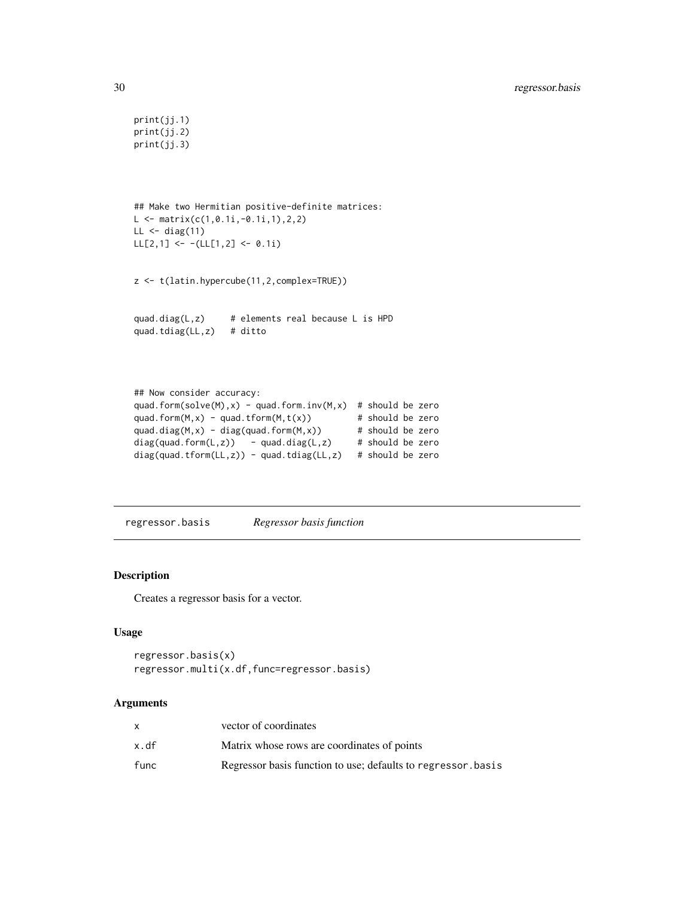```
print(jj.1)
print(jj.2)
print(jj.3)



## Make two Hermitian positive-definite matrices:
L <- matrix(c(1,0.1i,-0.1i,1),2,2)
LL <- diag(11)
LL[2,1] <- -(LL[1,2] <- 0.1i)


z <- t(latin.hypercube(11,2,complex=TRUE))


quad.diag(L,z)     # elements real because L is HPD
quad.tdiag(LL,z)   # ditto



## Now consider accuracy:
quad.form(solve(M),x) - quad.form.inv(M,x)  # should be zero
quad.form(M,x) - quad.tform(M,t(x))         # should be zero
quad.diag(M,x) - diag(quad.form(M,x))       # should be zero
diag(quad.form(L,z))   - quad.diag(L,z)     # should be zero
diag(quad.tform(LL,z)) - quad.tdiag(LL,z)   # should be zero
```

## regressor.basis    *Regressor basis function*

### Description

Creates a regressor basis for a vector.

### Usage

```
regressor.basis(x)
regressor.multi(x.df,func=regressor.basis)
```

### Arguments

| | |
|---|---|
| x | vector of coordinates |
| x.df | Matrix whose rows are coordinates of points |
| func | Regressor basis function to use; defaults to regressor.basis |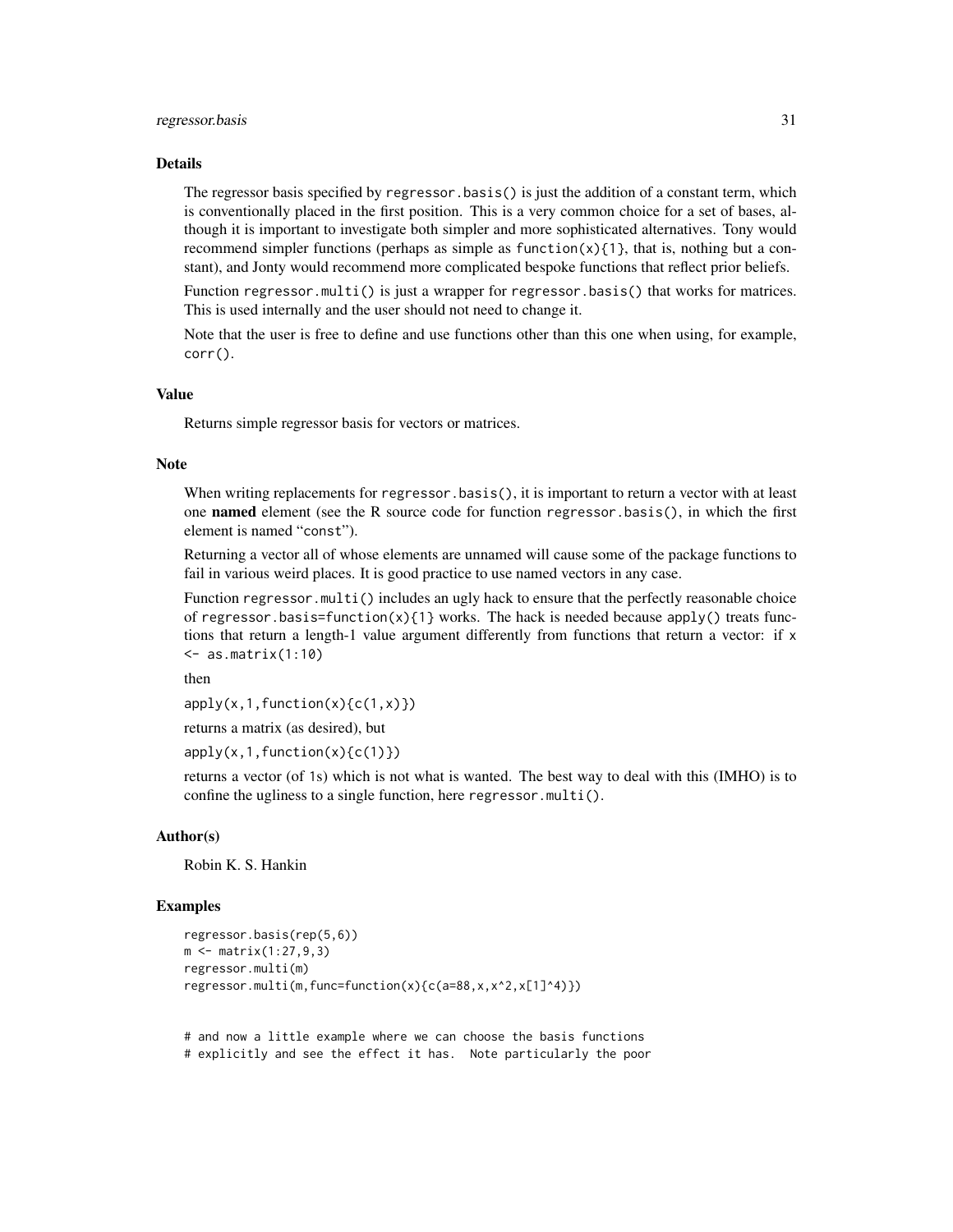## Details

The regressor basis specified by `regressor.basis()` is just the addition of a constant term, which is conventionally placed in the first position. This is a very common choice for a set of bases, although it is important to investigate both simpler and more sophisticated alternatives. Tony would recommend simpler functions (perhaps as simple as `function(x){1}`, that is, nothing but a constant), and Jonty would recommend more complicated bespoke functions that reflect prior beliefs.

Function `regressor.multi()` is just a wrapper for `regressor.basis()` that works for matrices. This is used internally and the user should not need to change it.

Note that the user is free to define and use functions other than this one when using, for example, `corr()`.

## Value

Returns simple regressor basis for vectors or matrices.

## Note

When writing replacements for `regressor.basis()`, it is important to return a vector with at least one **named** element (see the R source code for function `regressor.basis()`, in which the first element is named "`const`").

Returning a vector all of whose elements are unnamed will cause some of the package functions to fail in various weird places. It is good practice to use named vectors in any case.

Function `regressor.multi()` includes an ugly hack to ensure that the perfectly reasonable choice of `regressor.basis=function(x){1}` works. The hack is needed because `apply()` treats functions that return a length-1 value argument differently from functions that return a vector: if `x <- as.matrix(1:10)`

then

`apply(x,1,function(x){c(1,x)})`

returns a matrix (as desired), but

`apply(x,1,function(x){c(1)})`

returns a vector (of 1s) which is not what is wanted. The best way to deal with this (IMHO) is to confine the ugliness to a single function, here `regressor.multi()`.

## Author(s)

Robin K. S. Hankin

## Examples

```
regressor.basis(rep(5,6))
m <- matrix(1:27,9,3)
regressor.multi(m)
regressor.multi(m,func=function(x){c(a=88,x,x^2,x[1]^4)})


# and now a little example where we can choose the basis functions
# explicitly and see the effect it has.  Note particularly the poor
```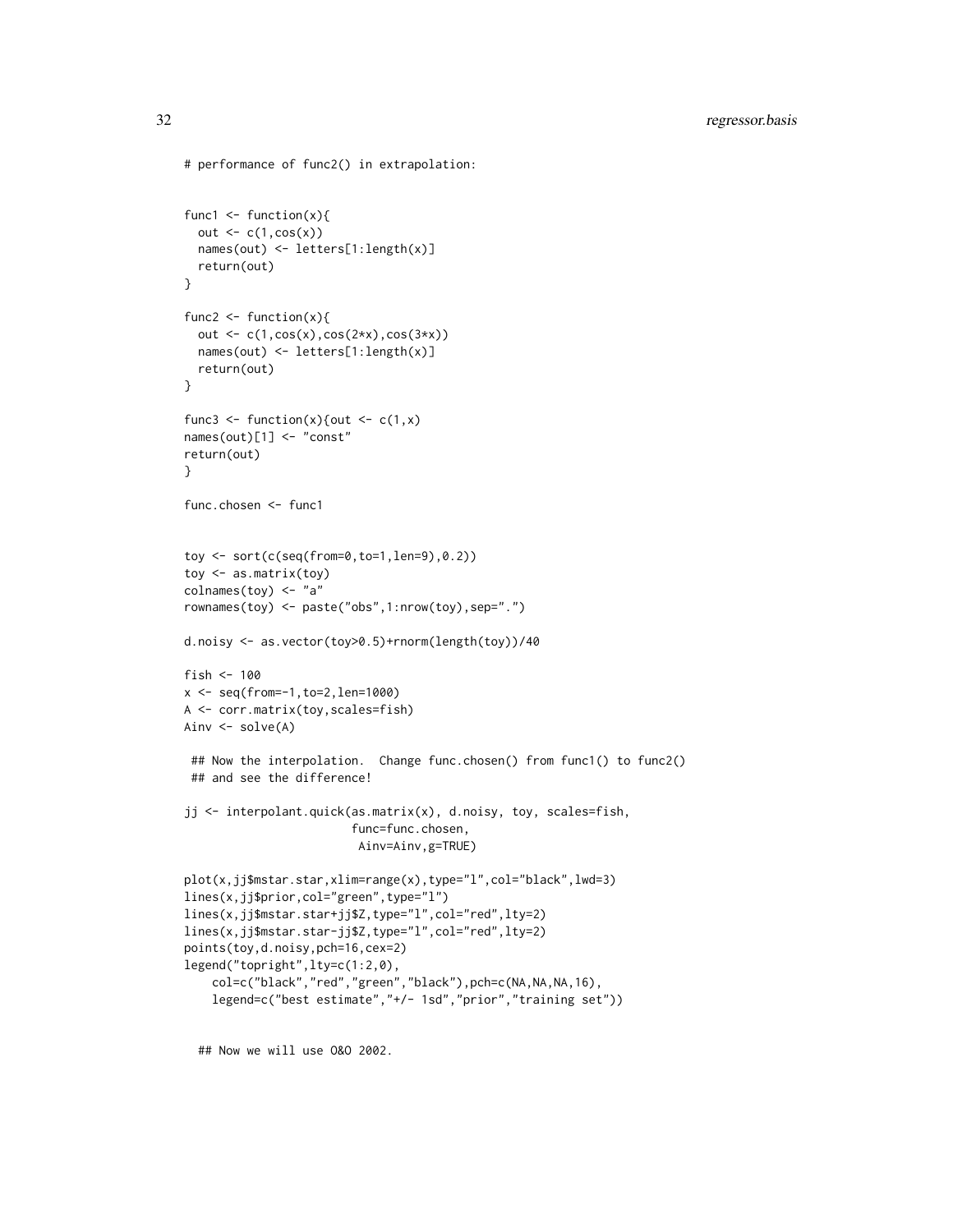```
# performance of func2() in extrapolation:


func1 <- function(x){
  out <- c(1,cos(x))
  names(out) <- letters[1:length(x)]
  return(out)
}

func2 <- function(x){
  out <- c(1,cos(x),cos(2*x),cos(3*x))
  names(out) <- letters[1:length(x)]
  return(out)
}

func3 <- function(x){out <- c(1,x)
names(out)[1] <- "const"
return(out)
}

func.chosen <- func1


toy <- sort(c(seq(from=0,to=1,len=9),0.2))
toy <- as.matrix(toy)
colnames(toy) <- "a"
rownames(toy) <- paste("obs",1:nrow(toy),sep=".")

d.noisy <- as.vector(toy>0.5)+rnorm(length(toy))/40

fish <- 100
x <- seq(from=-1,to=2,len=1000)
A <- corr.matrix(toy,scales=fish)
Ainv <- solve(A)

 ## Now the interpolation.  Change func.chosen() from func1() to func2()
 ## and see the difference!

jj <- interpolant.quick(as.matrix(x), d.noisy, toy, scales=fish,
                        func=func.chosen,
                         Ainv=Ainv,g=TRUE)

plot(x,jj$mstar.star,xlim=range(x),type="l",col="black",lwd=3)
lines(x,jj$prior,col="green",type="l")
lines(x,jj$mstar.star+jj$Z,type="l",col="red",lty=2)
lines(x,jj$mstar.star-jj$Z,type="l",col="red",lty=2)
points(toy,d.noisy,pch=16,cex=2)
legend("topright",lty=c(1:2,0),
    col=c("black","red","green","black"),pch=c(NA,NA,NA,16),
    legend=c("best estimate","+/- 1sd","prior","training set"))


  ## Now we will use O&O 2002.
```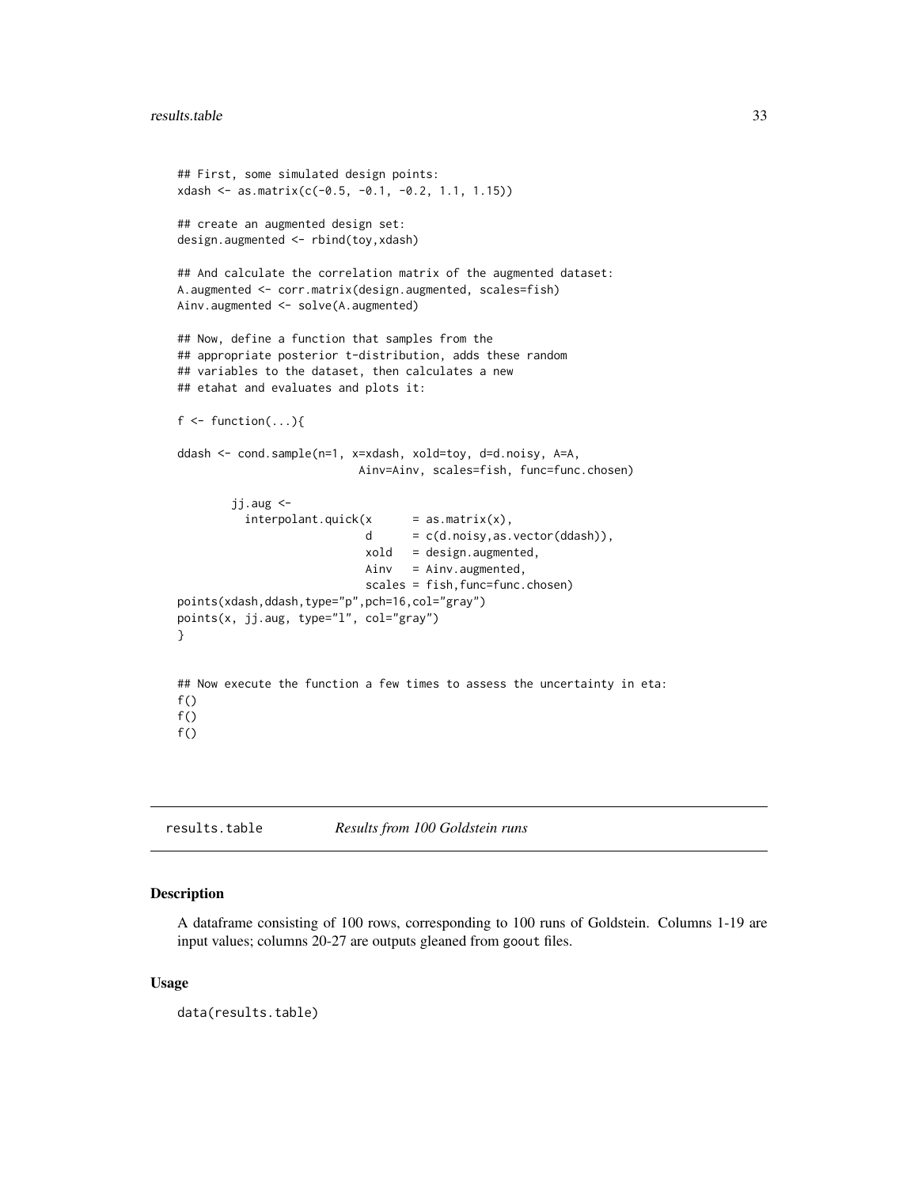```
## First, some simulated design points:
xdash <- as.matrix(c(-0.5, -0.1, -0.2, 1.1, 1.15))

## create an augmented design set:
design.augmented <- rbind(toy,xdash)

## And calculate the correlation matrix of the augmented dataset:
A.augmented <- corr.matrix(design.augmented, scales=fish)
Ainv.augmented <- solve(A.augmented)

## Now, define a function that samples from the
## appropriate posterior t-distribution, adds these random
## variables to the dataset, then calculates a new
## etahat and evaluates and plots it:

f <- function(...){

ddash <- cond.sample(n=1, x=xdash, xold=toy, d=d.noisy, A=A,
                     Ainv=Ainv, scales=fish, func=func.chosen)

        jj.aug <-
          interpolant.quick(x      = as.matrix(x),
                            d      = c(d.noisy,as.vector(ddash)),
                            xold   = design.augmented,
                            Ainv   = Ainv.augmented,
                            scales = fish,func=func.chosen)
points(xdash,ddash,type="p",pch=16,col="gray")
points(x, jj.aug, type="l", col="gray")
}


## Now execute the function a few times to assess the uncertainty in eta:
f()
f()
f()
```

## results.table *Results from 100 Goldstein runs*

### Description

A dataframe consisting of 100 rows, corresponding to 100 runs of Goldstein. Columns 1-19 are input values; columns 20-27 are outputs gleaned from `goout` files.

### Usage

```
data(results.table)
```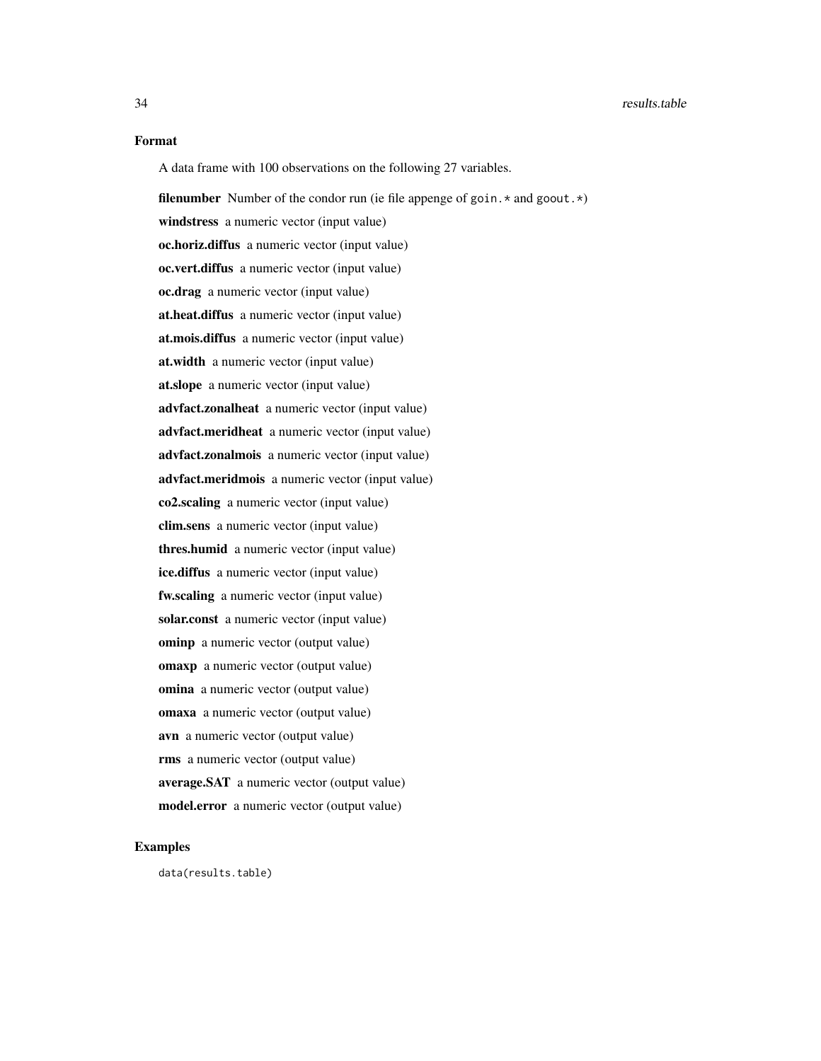### Format

A data frame with 100 observations on the following 27 variables.

**filenumber** Number of the condor run (ie file appenge of `goin.*` and `goout.*`)

**windstress** a numeric vector (input value)

**oc.horiz.diffus** a numeric vector (input value)

**oc.vert.diffus** a numeric vector (input value)

**oc.drag** a numeric vector (input value)

**at.heat.diffus** a numeric vector (input value)

**at.mois.diffus** a numeric vector (input value)

**at.width** a numeric vector (input value)

**at.slope** a numeric vector (input value)

**advfact.zonalheat** a numeric vector (input value)

**advfact.meridheat** a numeric vector (input value)

**advfact.zonalmois** a numeric vector (input value)

**advfact.meridmois** a numeric vector (input value)

**co2.scaling** a numeric vector (input value)

**clim.sens** a numeric vector (input value)

**thres.humid** a numeric vector (input value)

**ice.diffus** a numeric vector (input value)

**fw.scaling** a numeric vector (input value)

**solar.const** a numeric vector (input value)

**ominp** a numeric vector (output value)

**omaxp** a numeric vector (output value)

**omina** a numeric vector (output value)

**omaxa** a numeric vector (output value)

**avn** a numeric vector (output value)

**rms** a numeric vector (output value)

**average.SAT** a numeric vector (output value)

**model.error** a numeric vector (output value)

### Examples

```
data(results.table)
```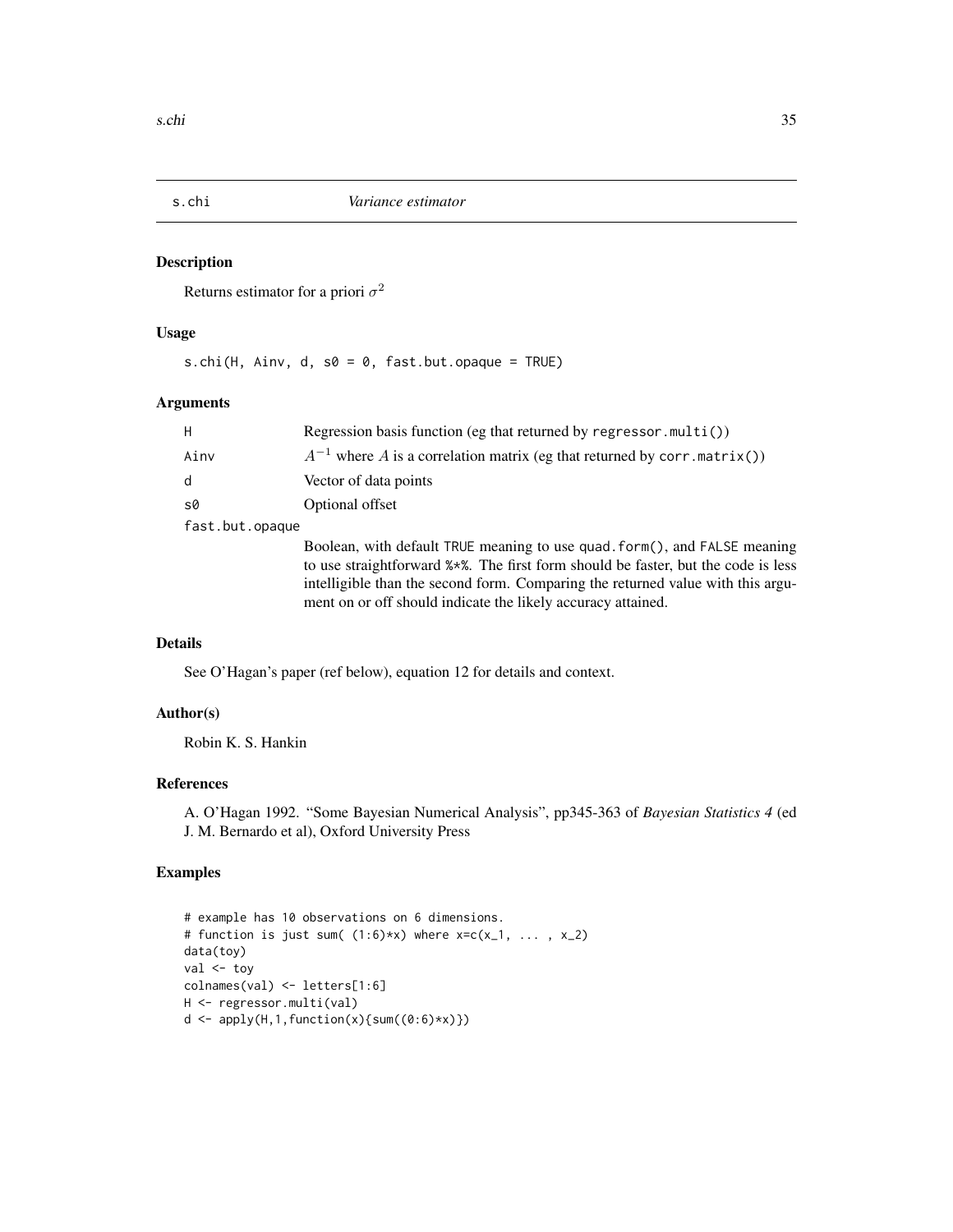# s.chi — *Variance estimator*

## Description

Returns estimator for a priori $\sigma^2$

## Usage

```
s.chi(H, Ainv, d, s0 = 0, fast.but.opaque = TRUE)
```

## Arguments

| Argument | Description |
|---|---|
| H | Regression basis function (eg that returned by `regressor.multi()`) |
| Ainv | $A^{-1}$ where $A$ is a correlation matrix (eg that returned by `corr.matrix()`) |
| d | Vector of data points |
| s0 | Optional offset |
| fast.but.opaque | Boolean, with default `TRUE` meaning to use `quad.form()`, and `FALSE` meaning to use straightforward `%*%`. The first form should be faster, but the code is less intelligible than the second form. Comparing the returned value with this argument on or off should indicate the likely accuracy attained. |

## Details

See O'Hagan's paper (ref below), equation 12 for details and context.

## Author(s)

Robin K. S. Hankin

## References

A. O'Hagan 1992. "Some Bayesian Numerical Analysis", pp345-363 of *Bayesian Statistics 4* (ed J. M. Bernardo et al), Oxford University Press

## Examples

```
# example has 10 observations on 6 dimensions.
# function is just sum( (1:6)*x) where x=c(x_1, ... , x_2)
data(toy)
val <- toy
colnames(val) <- letters[1:6]
H <- regressor.multi(val)
d <- apply(H,1,function(x){sum((0:6)*x)})
```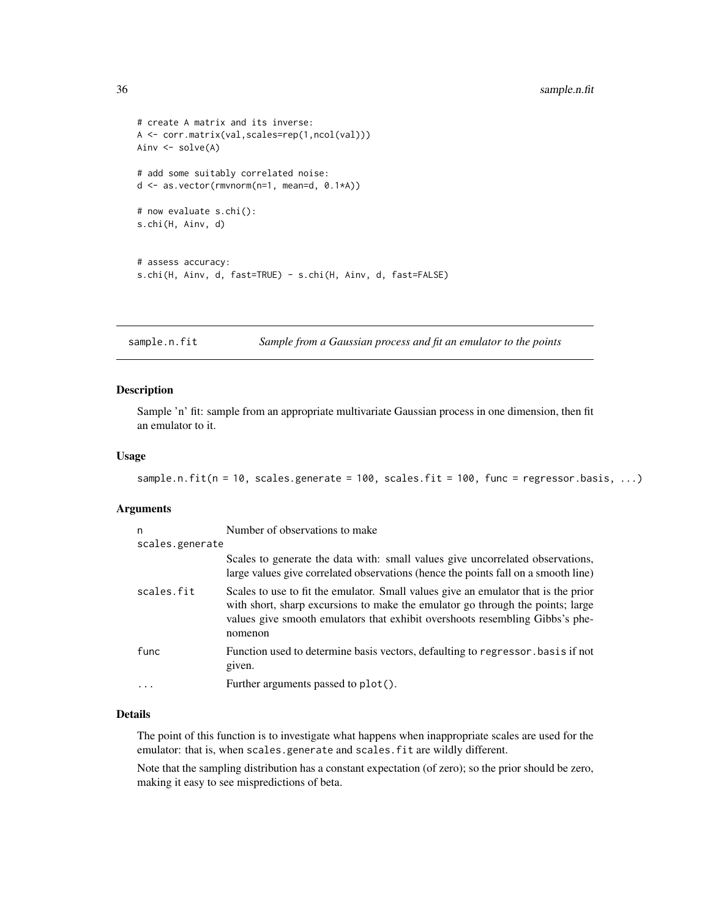```
# create A matrix and its inverse:
A <- corr.matrix(val,scales=rep(1,ncol(val)))
Ainv <- solve(A)

# add some suitably correlated noise:
d <- as.vector(rmvnorm(n=1, mean=d, 0.1*A))

# now evaluate s.chi():
s.chi(H, Ainv, d)


# assess accuracy:
s.chi(H, Ainv, d, fast=TRUE) - s.chi(H, Ainv, d, fast=FALSE)
```

## sample.n.fit — *Sample from a Gaussian process and fit an emulator to the points*

### Description

Sample 'n' fit: sample from an appropriate multivariate Gaussian process in one dimension, then fit an emulator to it.

### Usage

```
sample.n.fit(n = 10, scales.generate = 100, scales.fit = 100, func = regressor.basis, ...)
```

### Arguments

| | |
|---|---|
| `n` | Number of observations to make |
| `scales.generate` | Scales to generate the data with: small values give uncorrelated observations, large values give correlated observations (hence the points fall on a smooth line) |
| `scales.fit` | Scales to use to fit the emulator. Small values give an emulator that is the prior with short, sharp excursions to make the emulator go through the points; large values give smooth emulators that exhibit overshoots resembling Gibbs's phenomenon |
| `func` | Function used to determine basis vectors, defaulting to `regressor.basis` if not given. |
| `...` | Further arguments passed to `plot()`. |

### Details

The point of this function is to investigate what happens when inappropriate scales are used for the emulator: that is, when `scales.generate` and `scales.fit` are wildly different.

Note that the sampling distribution has a constant expectation (of zero); so the prior should be zero, making it easy to see mispredictions of beta.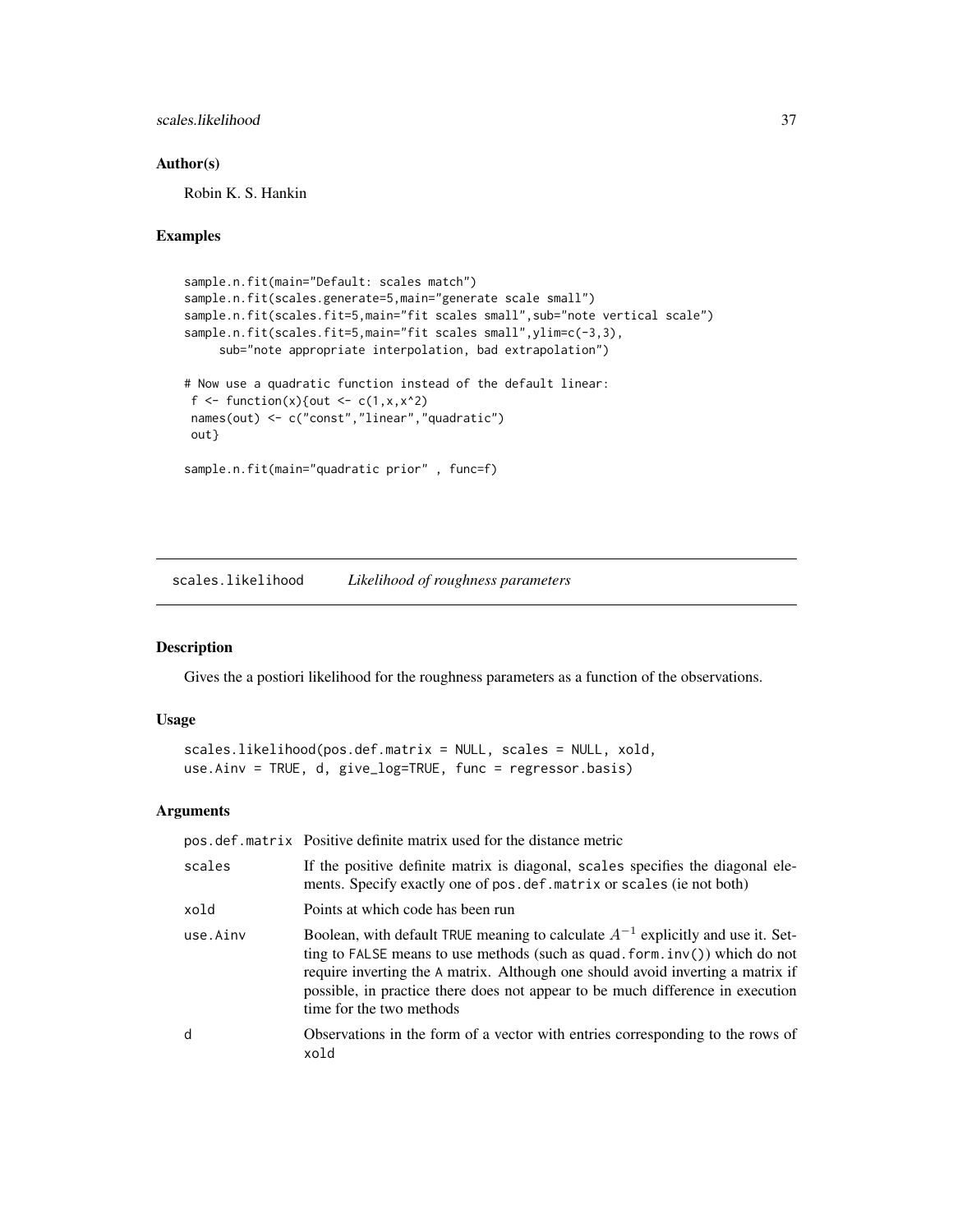### Author(s)

Robin K. S. Hankin

### Examples

```
sample.n.fit(main="Default: scales match")
sample.n.fit(scales.generate=5,main="generate scale small")
sample.n.fit(scales.fit=5,main="fit scales small",sub="note vertical scale")
sample.n.fit(scales.fit=5,main="fit scales small",ylim=c(-3,3),
     sub="note appropriate interpolation, bad extrapolation")

# Now use a quadratic function instead of the default linear:
 f <- function(x){out <- c(1,x,x^2)
 names(out) <- c("const","linear","quadratic")
 out}

sample.n.fit(main="quadratic prior" , func=f)
```

---

## scales.likelihood *Likelihood of roughness parameters*

### Description

Gives the a postiori likelihood for the roughness parameters as a function of the observations.

### Usage

```
scales.likelihood(pos.def.matrix = NULL, scales = NULL, xold,
use.Ainv = TRUE, d, give_log=TRUE, func = regressor.basis)
```

### Arguments

| | |
|---|---|
| `pos.def.matrix` | Positive definite matrix used for the distance metric |
| `scales` | If the positive definite matrix is diagonal, `scales` specifies the diagonal elements. Specify exactly one of `pos.def.matrix` or `scales` (ie not both) |
| `xold` | Points at which code has been run |
| `use.Ainv` | Boolean, with default `TRUE` meaning to calculate $A^{-1}$ explicitly and use it. Setting to `FALSE` means to use methods (such as `quad.form.inv()`) which do not require inverting the `A` matrix. Although one should avoid inverting a matrix if possible, in practice there does not appear to be much difference in execution time for the two methods |
| `d` | Observations in the form of a vector with entries corresponding to the rows of `xold` |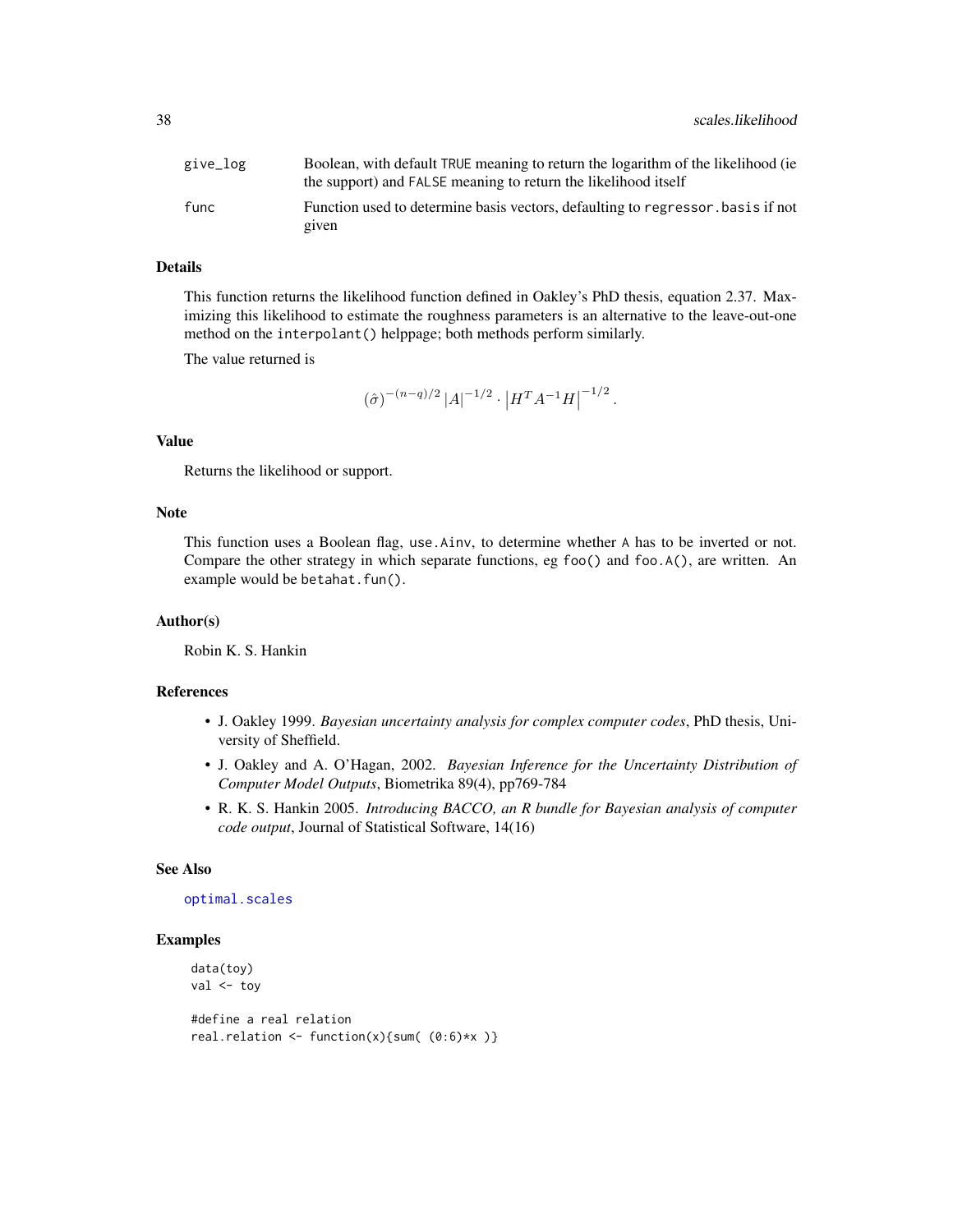| | |
|---|---|
| give_log | Boolean, with default TRUE meaning to return the logarithm of the likelihood (ie the support) and FALSE meaning to return the likelihood itself |
| func | Function used to determine basis vectors, defaulting to regressor.basis if not given |

## Details

This function returns the likelihood function defined in Oakley's PhD thesis, equation 2.37. Maximizing this likelihood to estimate the roughness parameters is an alternative to the leave-out-one method on the interpolant() helppage; both methods perform similarly.

The value returned is

$$(\hat{\sigma})^{-(n-q)/2} |A|^{-1/2} \cdot \left|H^T A^{-1} H\right|^{-1/2}.$$

## Value

Returns the likelihood or support.

## Note

This function uses a Boolean flag, use.Ainv, to determine whether A has to be inverted or not. Compare the other strategy in which separate functions, eg foo() and foo.A(), are written. An example would be betahat.fun().

## Author(s)

Robin K. S. Hankin

## References

- J. Oakley 1999. *Bayesian uncertainty analysis for complex computer codes*, PhD thesis, University of Sheffield.
- J. Oakley and A. O'Hagan, 2002. *Bayesian Inference for the Uncertainty Distribution of Computer Model Outputs*, Biometrika 89(4), pp769-784
- R. K. S. Hankin 2005. *Introducing BACCO, an R bundle for Bayesian analysis of computer code output*, Journal of Statistical Software, 14(16)

## See Also

optimal.scales

## Examples

```
data(toy)
val <- toy

#define a real relation
real.relation <- function(x){sum( (0:6)*x )}
```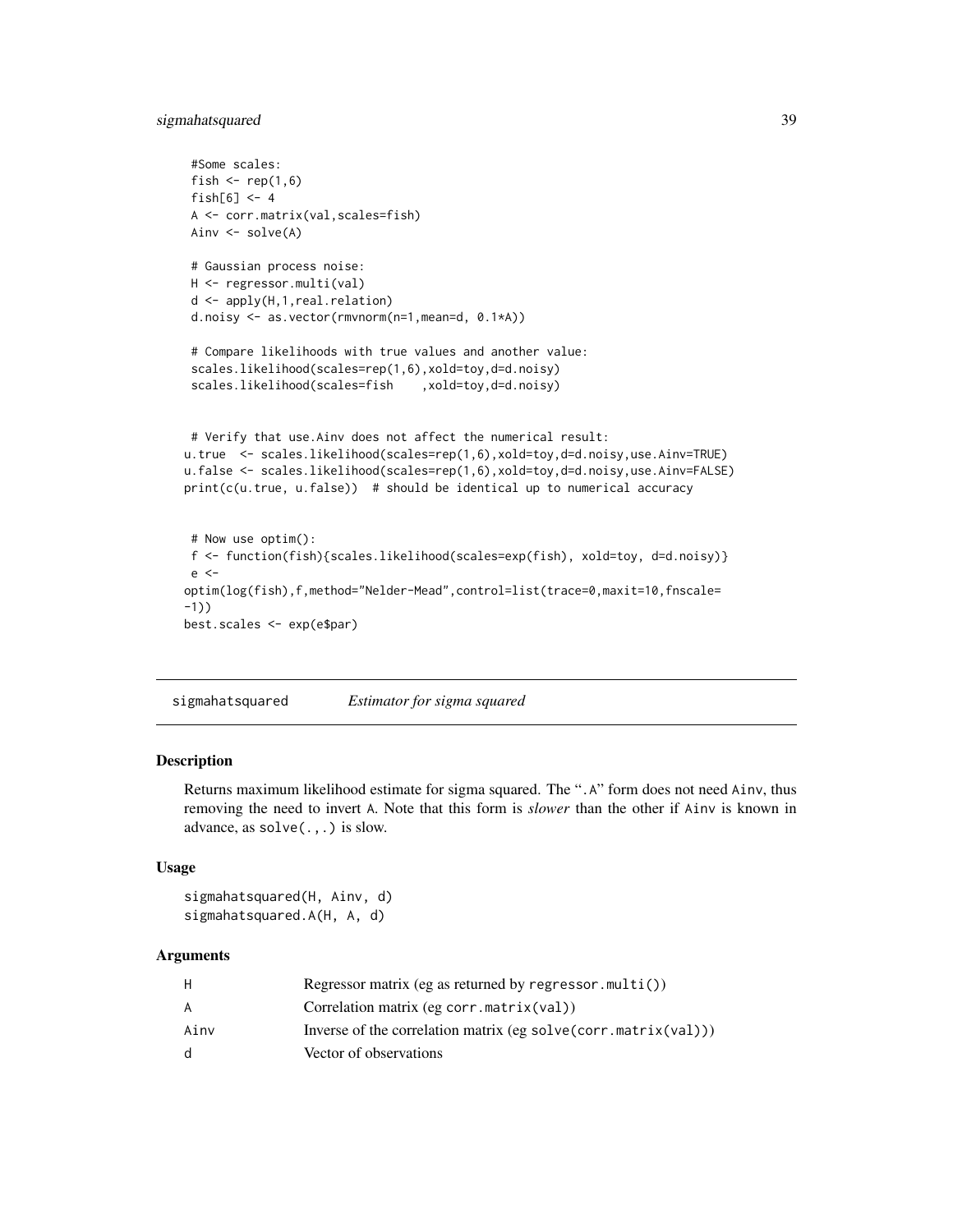```
 #Some scales:
 fish <- rep(1,6)
 fish[6] <- 4
 A <- corr.matrix(val,scales=fish)
 Ainv <- solve(A)

 # Gaussian process noise:
 H <- regressor.multi(val)
 d <- apply(H,1,real.relation)
 d.noisy <- as.vector(rmvnorm(n=1,mean=d, 0.1*A))

 # Compare likelihoods with true values and another value:
 scales.likelihood(scales=rep(1,6),xold=toy,d=d.noisy)
 scales.likelihood(scales=fish    ,xold=toy,d=d.noisy)


 # Verify that use.Ainv does not affect the numerical result:
u.true  <- scales.likelihood(scales=rep(1,6),xold=toy,d=d.noisy,use.Ainv=TRUE)
u.false <- scales.likelihood(scales=rep(1,6),xold=toy,d=d.noisy,use.Ainv=FALSE)
print(c(u.true, u.false))  # should be identical up to numerical accuracy


 # Now use optim():
 f <- function(fish){scales.likelihood(scales=exp(fish), xold=toy, d=d.noisy)}
 e <-
optim(log(fish),f,method="Nelder-Mead",control=list(trace=0,maxit=10,fnscale=
-1))
best.scales <- exp(e$par)
```

---

## sigmahatsquared *Estimator for sigma squared*

### Description

Returns maximum likelihood estimate for sigma squared. The ".A" form does not need Ainv, thus removing the need to invert A. Note that this form is *slower* than the other if Ainv is known in advance, as solve(.,.) is slow.

### Usage

```
sigmahatsquared(H, Ainv, d)
sigmahatsquared.A(H, A, d)
```

### Arguments

| | |
|---|---|
| H | Regressor matrix (eg as returned by regressor.multi()) |
| A | Correlation matrix (eg corr.matrix(val)) |
| Ainv | Inverse of the correlation matrix (eg solve(corr.matrix(val))) |
| d | Vector of observations |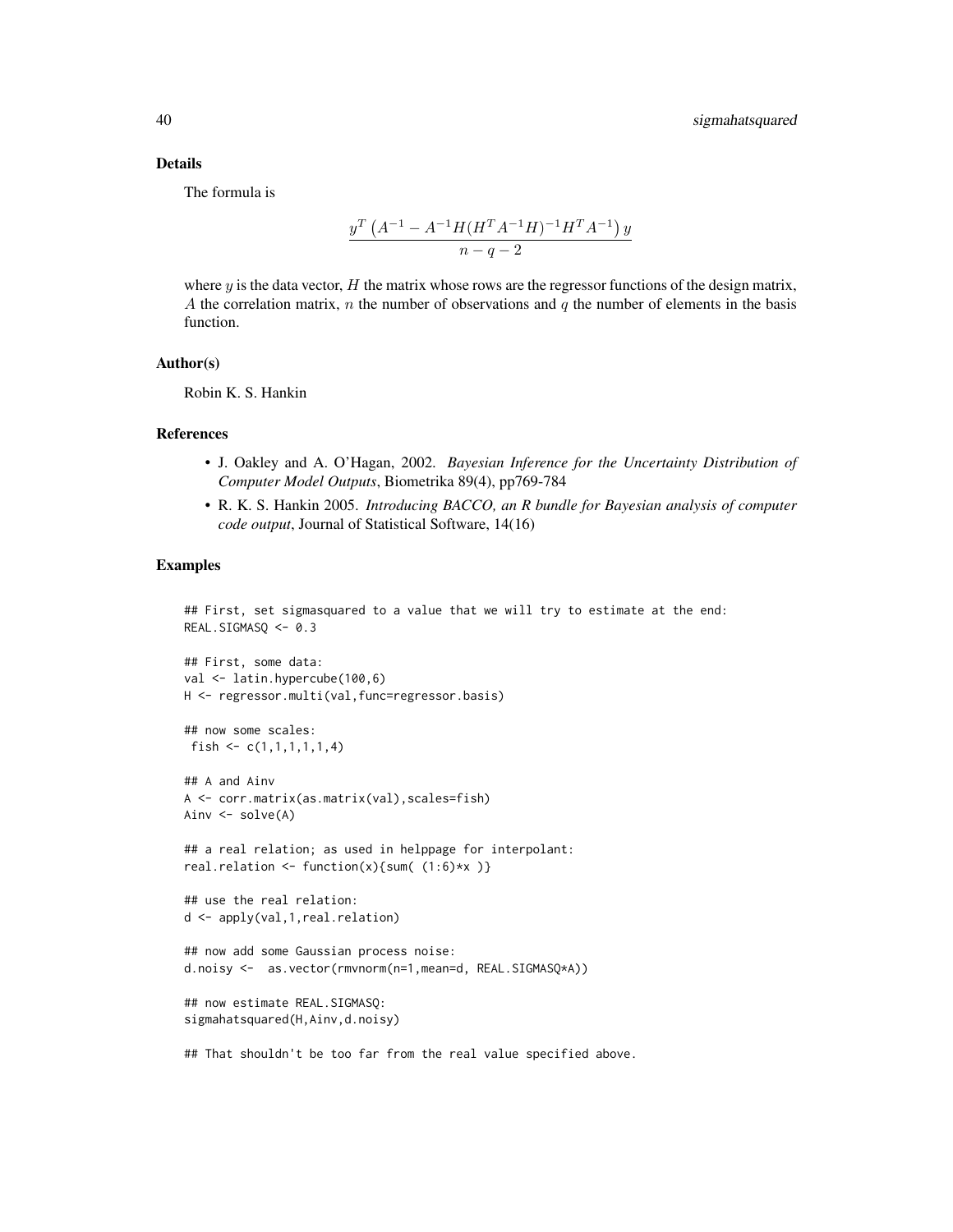## Details

The formula is

$$\frac{y^T \left( A^{-1} - A^{-1}H(H^TA^{-1}H)^{-1}H^TA^{-1} \right) y}{n - q - 2}$$

where $y$ is the data vector, $H$ the matrix whose rows are the regressor functions of the design matrix, $A$ the correlation matrix, $n$ the number of observations and $q$ the number of elements in the basis function.

## Author(s)

Robin K. S. Hankin

## References

- J. Oakley and A. O'Hagan, 2002. *Bayesian Inference for the Uncertainty Distribution of Computer Model Outputs*, Biometrika 89(4), pp769-784
- R. K. S. Hankin 2005. *Introducing BACCO, an R bundle for Bayesian analysis of computer code output*, Journal of Statistical Software, 14(16)

## Examples

```
## First, set sigmasquared to a value that we will try to estimate at the end:
REAL.SIGMASQ <- 0.3

## First, some data:
val <- latin.hypercube(100,6)
H <- regressor.multi(val,func=regressor.basis)

## now some scales:
 fish <- c(1,1,1,1,1,4)

## A and Ainv
A <- corr.matrix(as.matrix(val),scales=fish)
Ainv <- solve(A)

## a real relation; as used in helppage for interpolant:
real.relation <- function(x){sum( (1:6)*x )}

## use the real relation:
d <- apply(val,1,real.relation)

## now add some Gaussian process noise:
d.noisy <-  as.vector(rmvnorm(n=1,mean=d, REAL.SIGMASQ*A))

## now estimate REAL.SIGMASQ:
sigmahatsquared(H,Ainv,d.noisy)

## That shouldn't be too far from the real value specified above.
```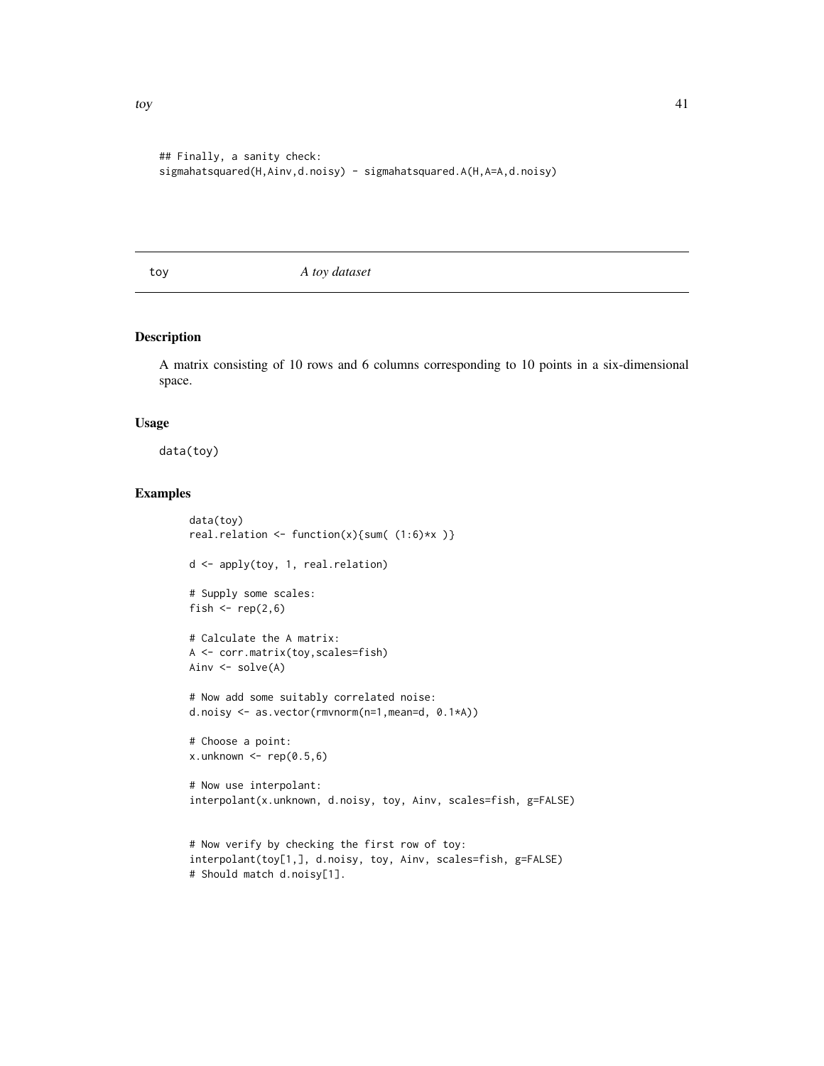```
## Finally, a sanity check:
sigmahatsquared(H,Ainv,d.noisy) - sigmahatsquared.A(H,A=A,d.noisy)
```

---

toy *A toy dataset*

---

## Description

A matrix consisting of 10 rows and 6 columns corresponding to 10 points in a six-dimensional space.

## Usage

```
data(toy)
```

## Examples

```
data(toy)
real.relation <- function(x){sum( (1:6)*x )}

d <- apply(toy, 1, real.relation)

# Supply some scales:
fish <- rep(2,6)

# Calculate the A matrix:
A <- corr.matrix(toy,scales=fish)
Ainv <- solve(A)

# Now add some suitably correlated noise:
d.noisy <- as.vector(rmvnorm(n=1,mean=d, 0.1*A))

# Choose a point:
x.unknown <- rep(0.5,6)

# Now use interpolant:
interpolant(x.unknown, d.noisy, toy, Ainv, scales=fish, g=FALSE)


# Now verify by checking the first row of toy:
interpolant(toy[1,], d.noisy, toy, Ainv, scales=fish, g=FALSE)
# Should match d.noisy[1].
```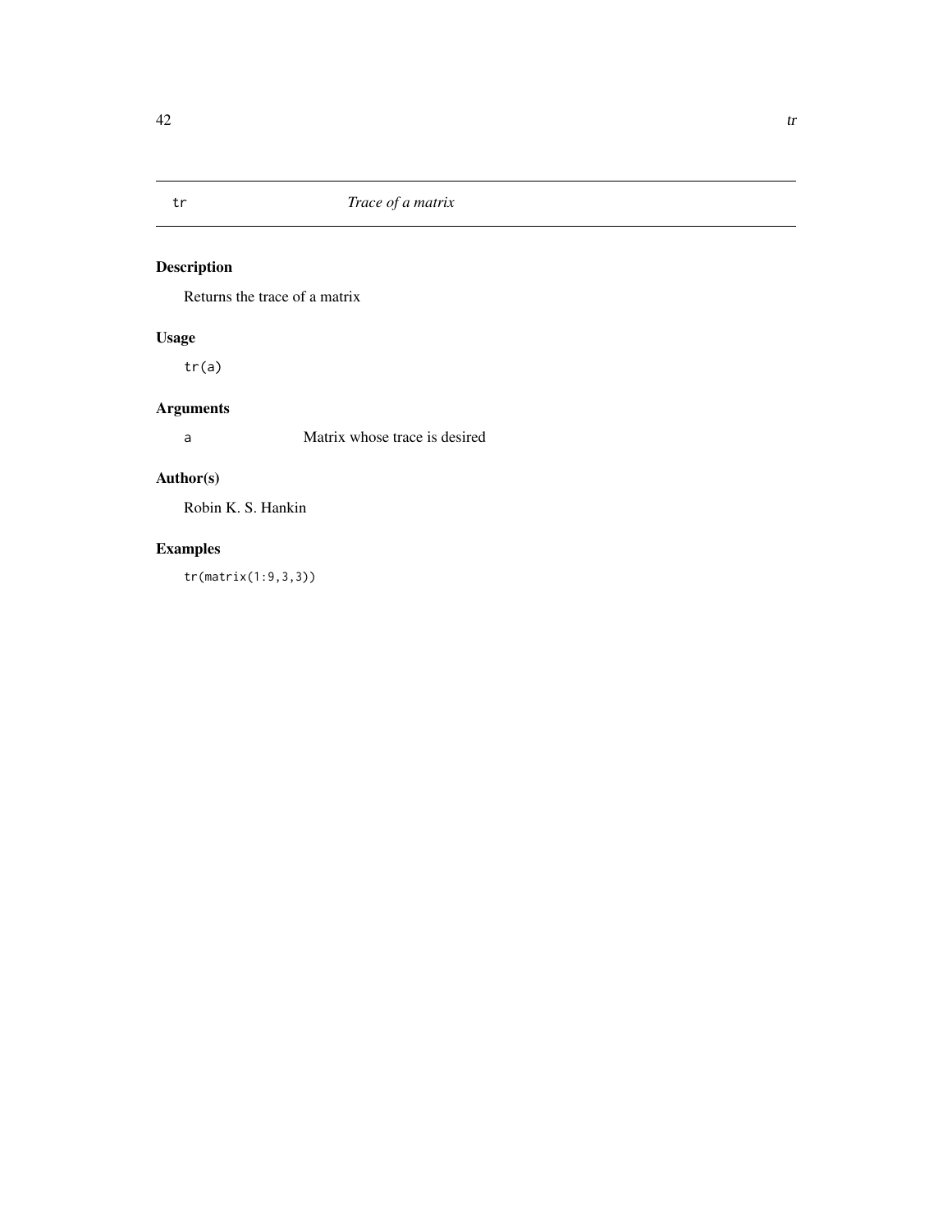## tr — *Trace of a matrix*

### Description

Returns the trace of a matrix

### Usage

```
tr(a)
```

### Arguments

| | |
|---|---|
| `a` | Matrix whose trace is desired |

### Author(s)

Robin K. S. Hankin

### Examples

```
tr(matrix(1:9,3,3))
```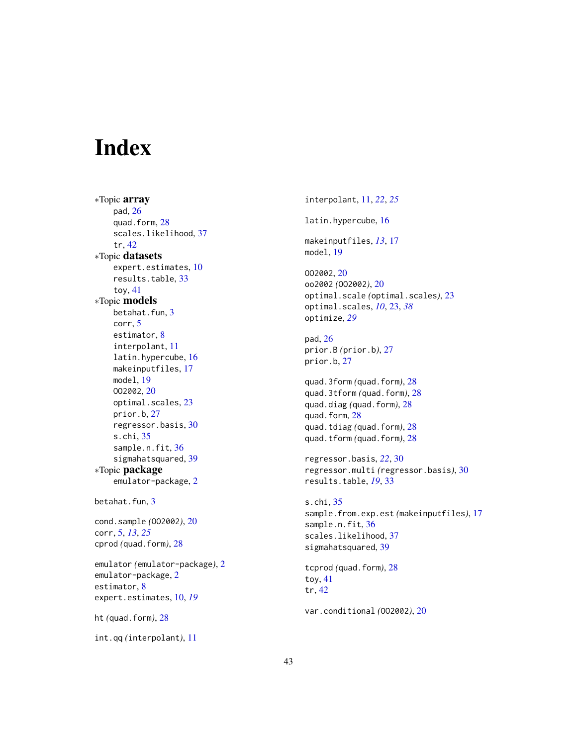# Index

∗Topic **array**
- pad, 26
- quad.form, 28
- scales.likelihood, 37
- tr, 42

∗Topic **datasets**
- expert.estimates, 10
- results.table, 33
- toy, 41

∗Topic **models**
- betahat.fun, 3
- corr, 5
- estimator, 8
- interpolant, 11
- latin.hypercube, 16
- makeinputfiles, 17
- model, 19
- OO2002, 20
- optimal.scales, 23
- prior.b, 27
- regressor.basis, 30
- s.chi, 35
- sample.n.fit, 36
- sigmahatsquared, 39

∗Topic **package**
- emulator-package, 2

betahat.fun, 3

cond.sample *(*OO2002*)*, 20
corr, 5, *13*, *25*
cprod *(*quad.form*)*, 28

emulator *(*emulator-package*)*, 2
emulator-package, 2
estimator, 8
expert.estimates, 10, *19*

ht *(*quad.form*)*, 28

int.qq *(*interpolant*)*, 11
interpolant, 11, *22*, *25*

latin.hypercube, 16

makeinputfiles, *13*, 17
model, 19

OO2002, 20
oo2002 *(*OO2002*)*, 20
optimal.scale *(*optimal.scales*)*, 23
optimal.scales, *10*, 23, *38*
optimize, *29*

pad, 26
prior.B *(*prior.b*)*, 27
prior.b, 27

quad.3form *(*quad.form*)*, 28
quad.3tform *(*quad.form*)*, 28
quad.diag *(*quad.form*)*, 28
quad.form, 28
quad.tdiag *(*quad.form*)*, 28
quad.tform *(*quad.form*)*, 28

regressor.basis, *22*, 30
regressor.multi *(*regressor.basis*)*, 30
results.table, *19*, 33

s.chi, 35
sample.from.exp.est *(*makeinputfiles*)*, 17
sample.n.fit, 36
scales.likelihood, 37
sigmahatsquared, 39

tcprod *(*quad.form*)*, 28
toy, 41
tr, 42

var.conditional *(*OO2002*)*, 20